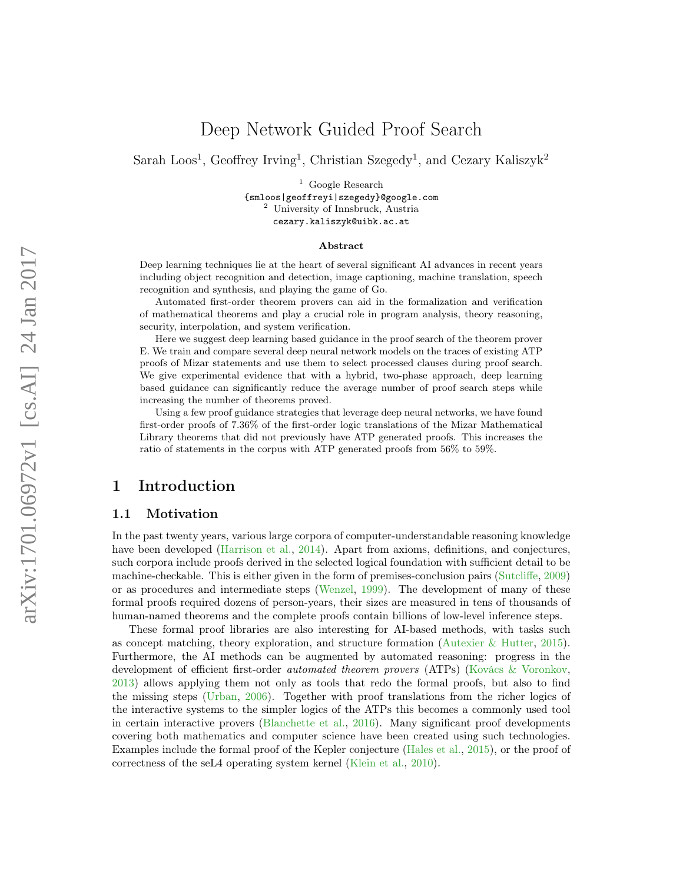# Deep Network Guided Proof Search

Sarah Loos[1], Geoffrey Irving[1], Christian Szegedy[1], and Cezary Kaliszyk[2]

[1] Google Research
{smloos|geoffreyi|szegedy}@google.com
[2] University of Innsbruck, Austria
cezary.kaliszyk@uibk.ac.at

**Abstract**

Deep learning techniques lie at the heart of several significant AI advances in recent years including object recognition and detection, image captioning, machine translation, speech recognition and synthesis, and playing the game of Go.

Automated first-order theorem provers can aid in the formalization and verification of mathematical theorems and play a crucial role in program analysis, theory reasoning, security, interpolation, and system verification.

Here we suggest deep learning based guidance in the proof search of the theorem prover E. We train and compare several deep neural network models on the traces of existing ATP proofs of Mizar statements and use them to select processed clauses during proof search. We give experimental evidence that with a hybrid, two-phase approach, deep learning based guidance can significantly reduce the average number of proof search steps while increasing the number of theorems proved.

Using a few proof guidance strategies that leverage deep neural networks, we have found first-order proofs of 7.36% of the first-order logic translations of the Mizar Mathematical Library theorems that did not previously have ATP generated proofs. This increases the ratio of statements in the corpus with ATP generated proofs from 56% to 59%.

## 1 Introduction

### 1.1 Motivation

In the past twenty years, various large corpora of computer-understandable reasoning knowledge have been developed (Harrison et al., 2014). Apart from axioms, definitions, and conjectures, such corpora include proofs derived in the selected logical foundation with sufficient detail to be machine-checkable. This is either given in the form of premises-conclusion pairs (Sutcliffe, 2009) or as procedures and intermediate steps (Wenzel, 1999). The development of many of these formal proofs required dozens of person-years, their sizes are measured in tens of thousands of human-named theorems and the complete proofs contain billions of low-level inference steps.

These formal proof libraries are also interesting for AI-based methods, with tasks such as concept matching, theory exploration, and structure formation (Autexier & Hutter, 2015). Furthermore, the AI methods can be augmented by automated reasoning: progress in the development of efficient first-order *automated theorem provers* (ATPs) (Kovács & Voronkov, 2013) allows applying them not only as tools that redo the formal proofs, but also to find the missing steps (Urban, 2006). Together with proof translations from the richer logics of the interactive systems to the simpler logics of the ATPs this becomes a commonly used tool in certain interactive provers (Blanchette et al., 2016). Many significant proof developments covering both mathematics and computer science have been created using such technologies. Examples include the formal proof of the Kepler conjecture (Hales et al., 2015), or the proof of correctness of the seL4 operating system kernel (Klein et al., 2010).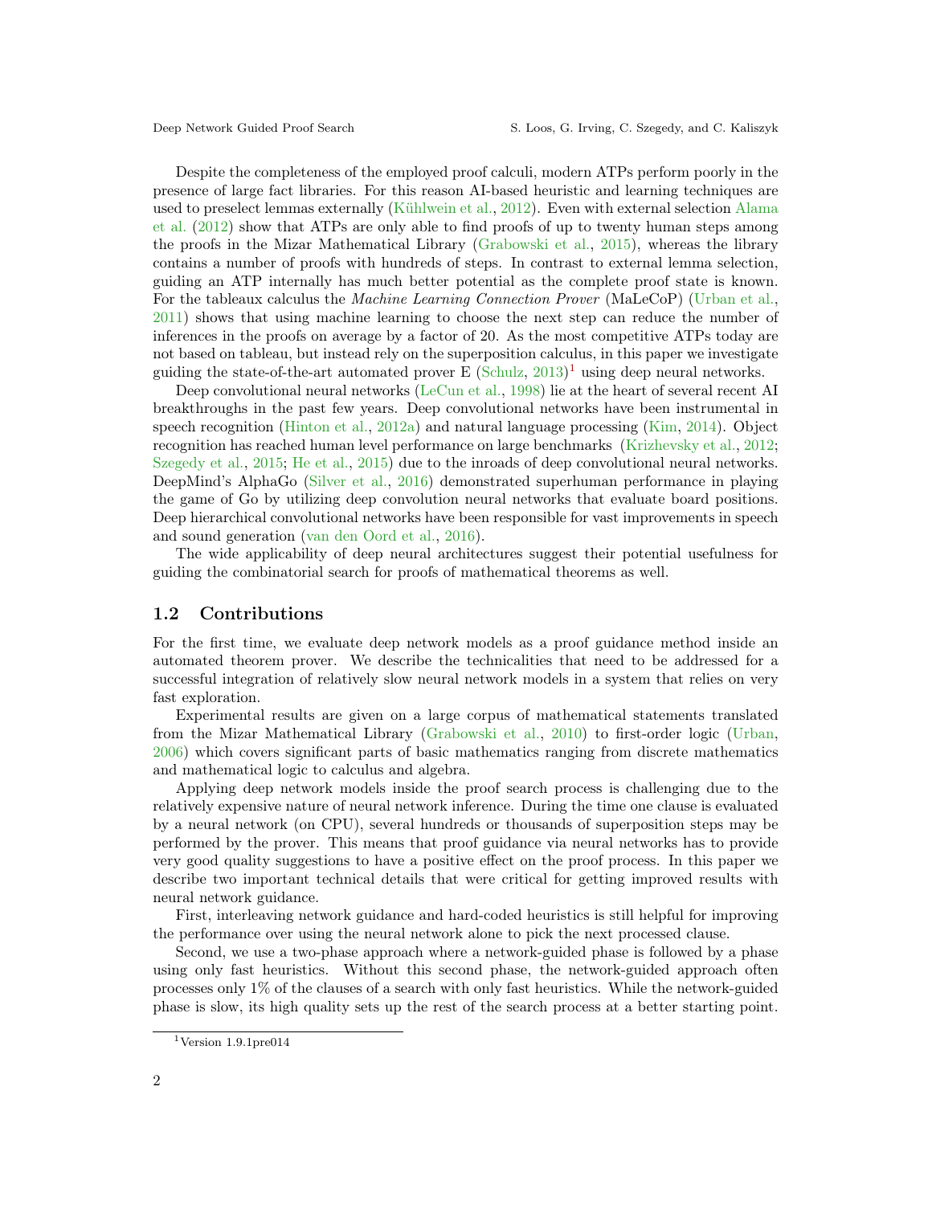Despite the completeness of the employed proof calculi, modern ATPs perform poorly in the presence of large fact libraries. For this reason AI-based heuristic and learning techniques are used to preselect lemmas externally (Kühlwein et al., 2012). Even with external selection Alama et al. (2012) show that ATPs are only able to find proofs of up to twenty human steps among the proofs in the Mizar Mathematical Library (Grabowski et al., 2015), whereas the library contains a number of proofs with hundreds of steps. In contrast to external lemma selection, guiding an ATP internally has much better potential as the complete proof state is known. For the tableaux calculus the *Machine Learning Connection Prover* (MaLeCoP) (Urban et al., 2011) shows that using machine learning to choose the next step can reduce the number of inferences in the proofs on average by a factor of 20. As the most competitive ATPs today are not based on tableau, but instead rely on the superposition calculus, in this paper we investigate guiding the state-of-the-art automated prover E (Schulz, 2013)[1] using deep neural networks.

Deep convolutional neural networks (LeCun et al., 1998) lie at the heart of several recent AI breakthroughs in the past few years. Deep convolutional networks have been instrumental in speech recognition (Hinton et al., 2012a) and natural language processing (Kim, 2014). Object recognition has reached human level performance on large benchmarks (Krizhevsky et al., 2012; Szegedy et al., 2015; He et al., 2015) due to the inroads of deep convolutional neural networks. DeepMind's AlphaGo (Silver et al., 2016) demonstrated superhuman performance in playing the game of Go by utilizing deep convolution neural networks that evaluate board positions. Deep hierarchical convolutional networks have been responsible for vast improvements in speech and sound generation (van den Oord et al., 2016).

The wide applicability of deep neural architectures suggest their potential usefulness for guiding the combinatorial search for proofs of mathematical theorems as well.

## 1.2 Contributions

For the first time, we evaluate deep network models as a proof guidance method inside an automated theorem prover. We describe the technicalities that need to be addressed for a successful integration of relatively slow neural network models in a system that relies on very fast exploration.

Experimental results are given on a large corpus of mathematical statements translated from the Mizar Mathematical Library (Grabowski et al., 2010) to first-order logic (Urban, 2006) which covers significant parts of basic mathematics ranging from discrete mathematics and mathematical logic to calculus and algebra.

Applying deep network models inside the proof search process is challenging due to the relatively expensive nature of neural network inference. During the time one clause is evaluated by a neural network (on CPU), several hundreds or thousands of superposition steps may be performed by the prover. This means that proof guidance via neural networks has to provide very good quality suggestions to have a positive effect on the proof process. In this paper we describe two important technical details that were critical for getting improved results with neural network guidance.

First, interleaving network guidance and hard-coded heuristics is still helpful for improving the performance over using the neural network alone to pick the next processed clause.

Second, we use a two-phase approach where a network-guided phase is followed by a phase using only fast heuristics. Without this second phase, the network-guided approach often processes only 1% of the clauses of a search with only fast heuristics. While the network-guided phase is slow, its high quality sets up the rest of the search process at a better starting point.

[1] Version 1.9.1pre014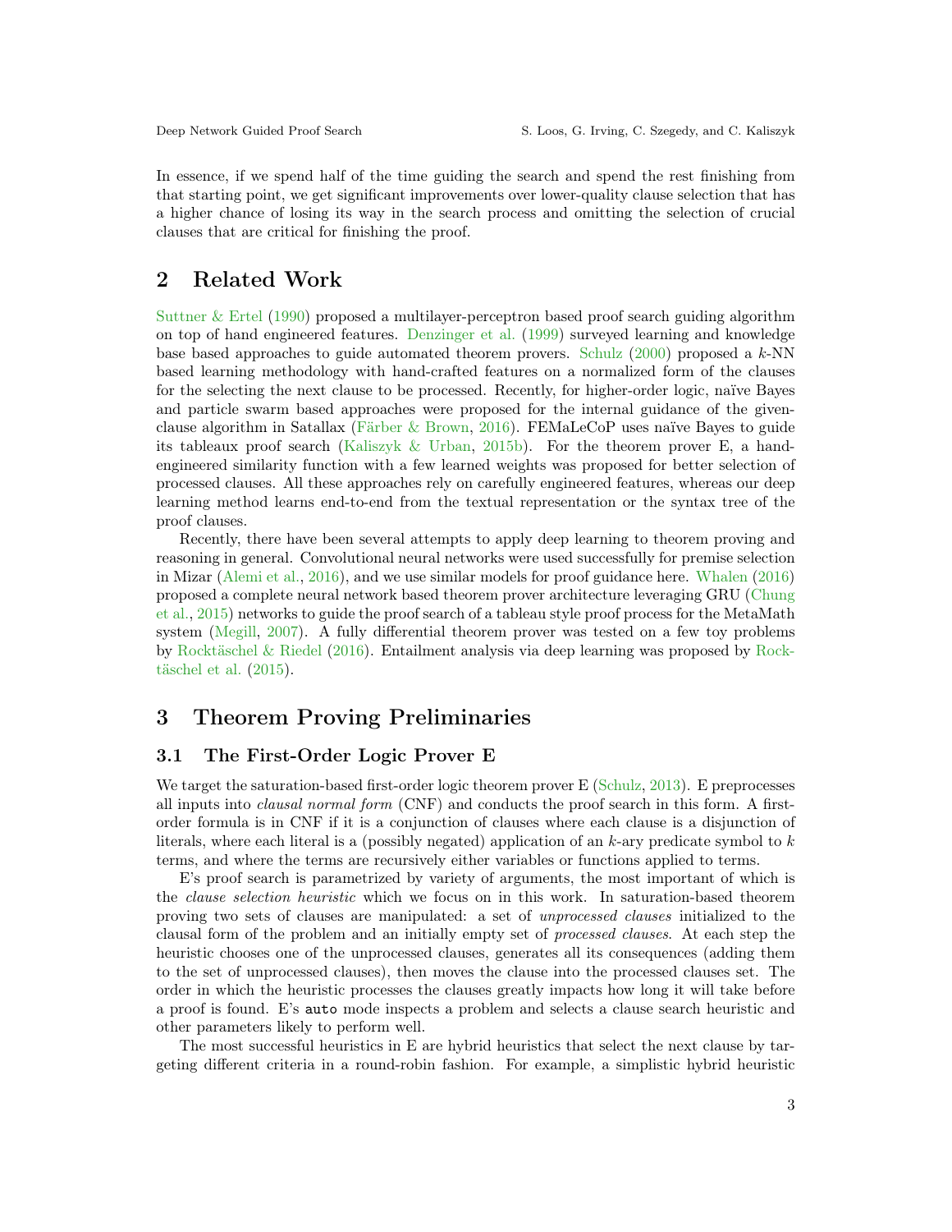In essence, if we spend half of the time guiding the search and spend the rest finishing from that starting point, we get significant improvements over lower-quality clause selection that has a higher chance of losing its way in the search process and omitting the selection of crucial clauses that are critical for finishing the proof.

## 2 Related Work

Suttner & Ertel (1990) proposed a multilayer-perceptron based proof search guiding algorithm on top of hand engineered features. Denzinger et al. (1999) surveyed learning and knowledge base based approaches to guide automated theorem provers. Schulz (2000) proposed a $k$-NN based learning methodology with hand-crafted features on a normalized form of the clauses for the selecting the next clause to be processed. Recently, for higher-order logic, naïve Bayes and particle swarm based approaches were proposed for the internal guidance of the given-clause algorithm in Satallax (Färber & Brown, 2016). FEMaLeCoP uses naïve Bayes to guide its tableaux proof search (Kaliszyk & Urban, 2015b). For the theorem prover E, a hand-engineered similarity function with a few learned weights was proposed for better selection of processed clauses. All these approaches rely on carefully engineered features, whereas our deep learning method learns end-to-end from the textual representation or the syntax tree of the proof clauses.

Recently, there have been several attempts to apply deep learning to theorem proving and reasoning in general. Convolutional neural networks were used successfully for premise selection in Mizar (Alemi et al., 2016), and we use similar models for proof guidance here. Whalen (2016) proposed a complete neural network based theorem prover architecture leveraging GRU (Chung et al., 2015) networks to guide the proof search of a tableau style proof process for the MetaMath system (Megill, 2007). A fully differential theorem prover was tested on a few toy problems by Rocktäschel & Riedel (2016). Entailment analysis via deep learning was proposed by Rocktäschel et al. (2015).

## 3 Theorem Proving Preliminaries

### 3.1 The First-Order Logic Prover E

We target the saturation-based first-order logic theorem prover E (Schulz, 2013). E preprocesses all inputs into *clausal normal form* (CNF) and conducts the proof search in this form. A first-order formula is in CNF if it is a conjunction of clauses where each clause is a disjunction of literals, where each literal is a (possibly negated) application of an $k$-ary predicate symbol to $k$ terms, and where the terms are recursively either variables or functions applied to terms.

E's proof search is parametrized by variety of arguments, the most important of which is the *clause selection heuristic* which we focus on in this work. In saturation-based theorem proving two sets of clauses are manipulated: a set of *unprocessed clauses* initialized to the clausal form of the problem and an initially empty set of *processed clauses*. At each step the heuristic chooses one of the unprocessed clauses, generates all its consequences (adding them to the set of unprocessed clauses), then moves the clause into the processed clauses set. The order in which the heuristic processes the clauses greatly impacts how long it will take before a proof is found. E's `auto` mode inspects a problem and selects a clause search heuristic and other parameters likely to perform well.

The most successful heuristics in E are hybrid heuristics that select the next clause by targeting different criteria in a round-robin fashion. For example, a simplistic hybrid heuristic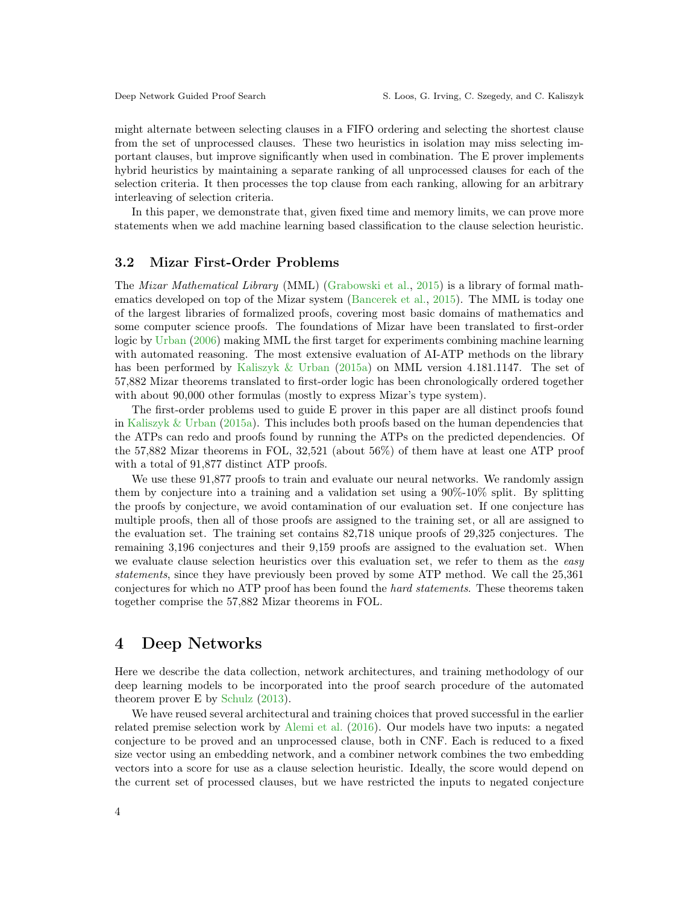might alternate between selecting clauses in a FIFO ordering and selecting the shortest clause from the set of unprocessed clauses. These two heuristics in isolation may miss selecting important clauses, but improve significantly when used in combination. The E prover implements hybrid heuristics by maintaining a separate ranking of all unprocessed clauses for each of the selection criteria. It then processes the top clause from each ranking, allowing for an arbitrary interleaving of selection criteria.

In this paper, we demonstrate that, given fixed time and memory limits, we can prove more statements when we add machine learning based classification to the clause selection heuristic.

### 3.2 Mizar First-Order Problems

The *Mizar Mathematical Library* (MML) (Grabowski et al., 2015) is a library of formal mathematics developed on top of the Mizar system (Bancerek et al., 2015). The MML is today one of the largest libraries of formalized proofs, covering most basic domains of mathematics and some computer science proofs. The foundations of Mizar have been translated to first-order logic by Urban (2006) making MML the first target for experiments combining machine learning with automated reasoning. The most extensive evaluation of AI-ATP methods on the library has been performed by Kaliszyk & Urban (2015a) on MML version 4.181.1147. The set of 57,882 Mizar theorems translated to first-order logic has been chronologically ordered together with about 90,000 other formulas (mostly to express Mizar's type system).

The first-order problems used to guide E prover in this paper are all distinct proofs found in Kaliszyk & Urban (2015a). This includes both proofs based on the human dependencies that the ATPs can redo and proofs found by running the ATPs on the predicted dependencies. Of the 57,882 Mizar theorems in FOL, 32,521 (about 56%) of them have at least one ATP proof with a total of 91,877 distinct ATP proofs.

We use these 91,877 proofs to train and evaluate our neural networks. We randomly assign them by conjecture into a training and a validation set using a 90%-10% split. By splitting the proofs by conjecture, we avoid contamination of our evaluation set. If one conjecture has multiple proofs, then all of those proofs are assigned to the training set, or all are assigned to the evaluation set. The training set contains 82,718 unique proofs of 29,325 conjectures. The remaining 3,196 conjectures and their 9,159 proofs are assigned to the evaluation set. When we evaluate clause selection heuristics over this evaluation set, we refer to them as the *easy statements*, since they have previously been proved by some ATP method. We call the 25,361 conjectures for which no ATP proof has been found the *hard statements*. These theorems taken together comprise the 57,882 Mizar theorems in FOL.

## 4 Deep Networks

Here we describe the data collection, network architectures, and training methodology of our deep learning models to be incorporated into the proof search procedure of the automated theorem prover E by Schulz (2013).

We have reused several architectural and training choices that proved successful in the earlier related premise selection work by Alemi et al. (2016). Our models have two inputs: a negated conjecture to be proved and an unprocessed clause, both in CNF. Each is reduced to a fixed size vector using an embedding network, and a combiner network combines the two embedding vectors into a score for use as a clause selection heuristic. Ideally, the score would depend on the current set of processed clauses, but we have restricted the inputs to negated conjecture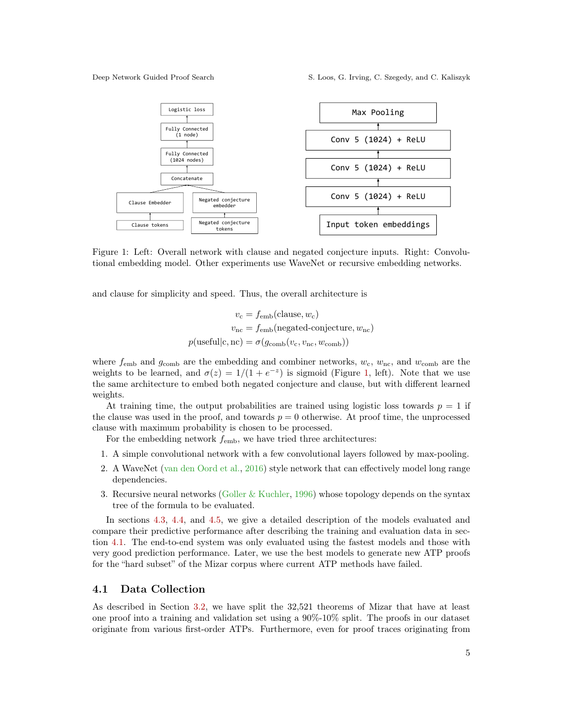Figure 1: Left: Overall network with clause and negated conjecture inputs. Right: Convolutional embedding model. Other experiments use WaveNet or recursive embedding networks.

and clause for simplicity and speed. Thus, the overall architecture is

$$
\begin{aligned}
v_{\mathrm{c}} &= f_{\mathrm{emb}}(\text{clause}, w_{\mathrm{c}}) \\
v_{\mathrm{nc}} &= f_{\mathrm{emb}}(\text{negated-conjecture}, w_{\mathrm{nc}}) \\
p(\text{useful}|\mathrm{c}, \mathrm{nc}) &= \sigma(g_{\mathrm{comb}}(v_{\mathrm{c}}, v_{\mathrm{nc}}, w_{\mathrm{comb}}))
\end{aligned}
$$

where $f_{\mathrm{emb}}$ and $g_{\mathrm{comb}}$ are the embedding and combiner networks, $w_{\mathrm{c}}$, $w_{\mathrm{nc}}$, and $w_{\mathrm{comb}}$ are the weights to be learned, and $\sigma(z) = 1/(1 + e^{-z})$ is sigmoid (Figure 1, left). Note that we use the same architecture to embed both negated conjecture and clause, but with different learned weights.

At training time, the output probabilities are trained using logistic loss towards $p = 1$ if the clause was used in the proof, and towards $p = 0$ otherwise. At proof time, the unprocessed clause with maximum probability is chosen to be processed.

For the embedding network $f_{\mathrm{emb}}$, we have tried three architectures:

1. A simple convolutional network with a few convolutional layers followed by max-pooling.
2. A WaveNet (van den Oord et al., 2016) style network that can effectively model long range dependencies.
3. Recursive neural networks (Goller & Kuchler, 1996) whose topology depends on the syntax tree of the formula to be evaluated.

In sections 4.3, 4.4, and 4.5, we give a detailed description of the models evaluated and compare their predictive performance after describing the training and evaluation data in section 4.1. The end-to-end system was only evaluated using the fastest models and those with very good prediction performance. Later, we use the best models to generate new ATP proofs for the "hard subset" of the Mizar corpus where current ATP methods have failed.

## 4.1 Data Collection

As described in Section 3.2, we have split the 32,521 theorems of Mizar that have at least one proof into a training and validation set using a 90%-10% split. The proofs in our dataset originate from various first-order ATPs. Furthermore, even for proof traces originating from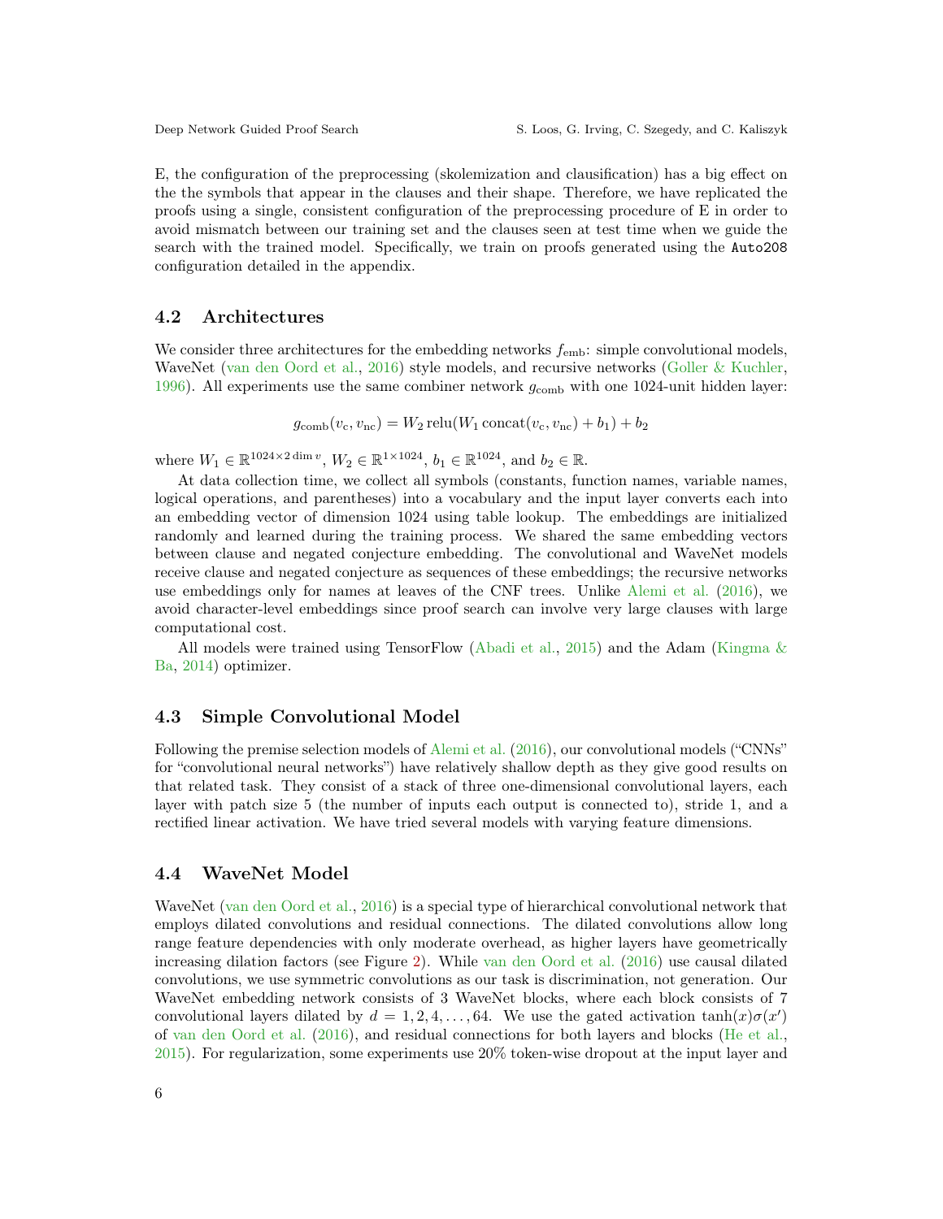E, the configuration of the preprocessing (skolemization and clausification) has a big effect on the the symbols that appear in the clauses and their shape. Therefore, we have replicated the proofs using a single, consistent configuration of the preprocessing procedure of E in order to avoid mismatch between our training set and the clauses seen at test time when we guide the search with the trained model. Specifically, we train on proofs generated using the `Auto208` configuration detailed in the appendix.

### 4.2 Architectures

We consider three architectures for the embedding networks $f_{\text{emb}}$: simple convolutional models, WaveNet (van den Oord et al., 2016) style models, and recursive networks (Goller & Kuchler, 1996). All experiments use the same combiner network $g_{\text{comb}}$ with one 1024-unit hidden layer:

$$g_{\text{comb}}(v_{\text{c}}, v_{\text{nc}}) = W_2 \operatorname{relu}(W_1 \operatorname{concat}(v_{\text{c}}, v_{\text{nc}}) + b_1) + b_2$$

where $W_1 \in \mathbb{R}^{1024 \times 2 \dim v}$, $W_2 \in \mathbb{R}^{1 \times 1024}$, $b_1 \in \mathbb{R}^{1024}$, and $b_2 \in \mathbb{R}$.

At data collection time, we collect all symbols (constants, function names, variable names, logical operations, and parentheses) into a vocabulary and the input layer converts each into an embedding vector of dimension 1024 using table lookup. The embeddings are initialized randomly and learned during the training process. We shared the same embedding vectors between clause and negated conjecture embedding. The convolutional and WaveNet models receive clause and negated conjecture as sequences of these embeddings; the recursive networks use embeddings only for names at leaves of the CNF trees. Unlike Alemi et al. (2016), we avoid character-level embeddings since proof search can involve very large clauses with large computational cost.

All models were trained using TensorFlow (Abadi et al., 2015) and the Adam (Kingma & Ba, 2014) optimizer.

### 4.3 Simple Convolutional Model

Following the premise selection models of Alemi et al. (2016), our convolutional models ("CNNs" for "convolutional neural networks") have relatively shallow depth as they give good results on that related task. They consist of a stack of three one-dimensional convolutional layers, each layer with patch size 5 (the number of inputs each output is connected to), stride 1, and a rectified linear activation. We have tried several models with varying feature dimensions.

### 4.4 WaveNet Model

WaveNet (van den Oord et al., 2016) is a special type of hierarchical convolutional network that employs dilated convolutions and residual connections. The dilated convolutions allow long range feature dependencies with only moderate overhead, as higher layers have geometrically increasing dilation factors (see Figure 2). While van den Oord et al. (2016) use causal dilated convolutions, we use symmetric convolutions as our task is discrimination, not generation. Our WaveNet embedding network consists of 3 WaveNet blocks, where each block consists of 7 convolutional layers dilated by $d = 1, 2, 4, \ldots, 64$. We use the gated activation $\tanh(x)\sigma(x')$ of van den Oord et al. (2016), and residual connections for both layers and blocks (He et al., 2015). For regularization, some experiments use 20% token-wise dropout at the input layer and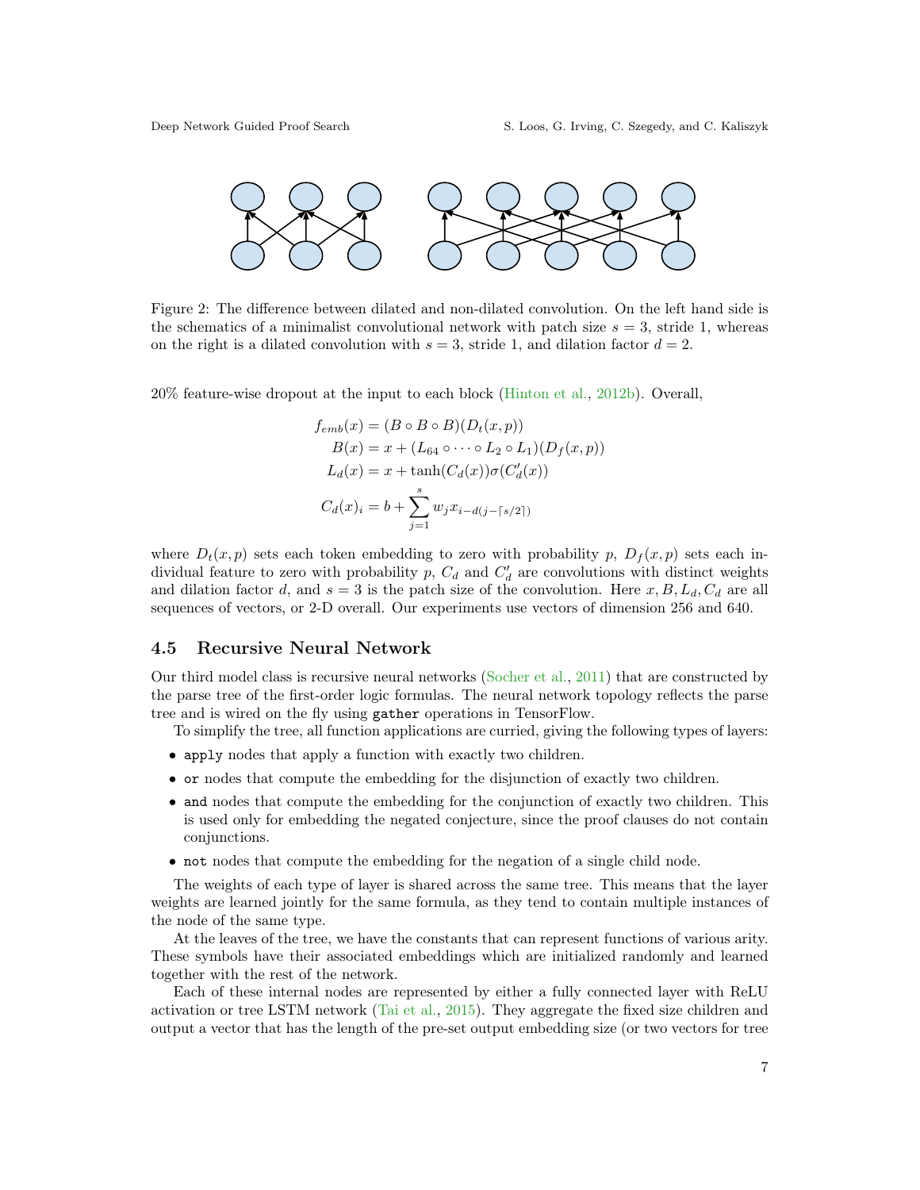Figure 2: The difference between dilated and non-dilated convolution. On the left hand side is the schematics of a minimalist convolutional network with patch size $s = 3$, stride 1, whereas on the right is a dilated convolution with $s = 3$, stride 1, and dilation factor $d = 2$.

20% feature-wise dropout at the input to each block (Hinton et al., 2012b). Overall,

$$
\begin{aligned}
f_{emb}(x) &= (B \circ B \circ B)(D_t(x, p)) \\
B(x) &= x + (L_{64} \circ \cdots \circ L_2 \circ L_1)(D_f(x, p)) \\
L_d(x) &= x + \tanh(C_d(x))\sigma(C'_d(x)) \\
C_d(x)_i &= b + \sum_{j=1}^{s} w_j x_{i-d(j-\lceil s/2 \rceil)}
\end{aligned}
$$

where $D_t(x, p)$ sets each token embedding to zero with probability $p$, $D_f(x, p)$ sets each individual feature to zero with probability $p$, $C_d$ and $C'_d$ are convolutions with distinct weights and dilation factor $d$, and $s = 3$ is the patch size of the convolution. Here $x, B, L_d, C_d$ are all sequences of vectors, or 2-D overall. Our experiments use vectors of dimension 256 and 640.

### 4.5 Recursive Neural Network

Our third model class is recursive neural networks (Socher et al., 2011) that are constructed by the parse tree of the first-order logic formulas. The neural network topology reflects the parse tree and is wired on the fly using `gather` operations in TensorFlow.

To simplify the tree, all function applications are curried, giving the following types of layers:

- `apply` nodes that apply a function with exactly two children.
- `or` nodes that compute the embedding for the disjunction of exactly two children.
- `and` nodes that compute the embedding for the conjunction of exactly two children. This is used only for embedding the negated conjecture, since the proof clauses do not contain conjunctions.
- `not` nodes that compute the embedding for the negation of a single child node.

The weights of each type of layer is shared across the same tree. This means that the layer weights are learned jointly for the same formula, as they tend to contain multiple instances of the node of the same type.

At the leaves of the tree, we have the constants that can represent functions of various arity. These symbols have their associated embeddings which are initialized randomly and learned together with the rest of the network.

Each of these internal nodes are represented by either a fully connected layer with ReLU activation or tree LSTM network (Tai et al., 2015). They aggregate the fixed size children and output a vector that has the length of the pre-set output embedding size (or two vectors for tree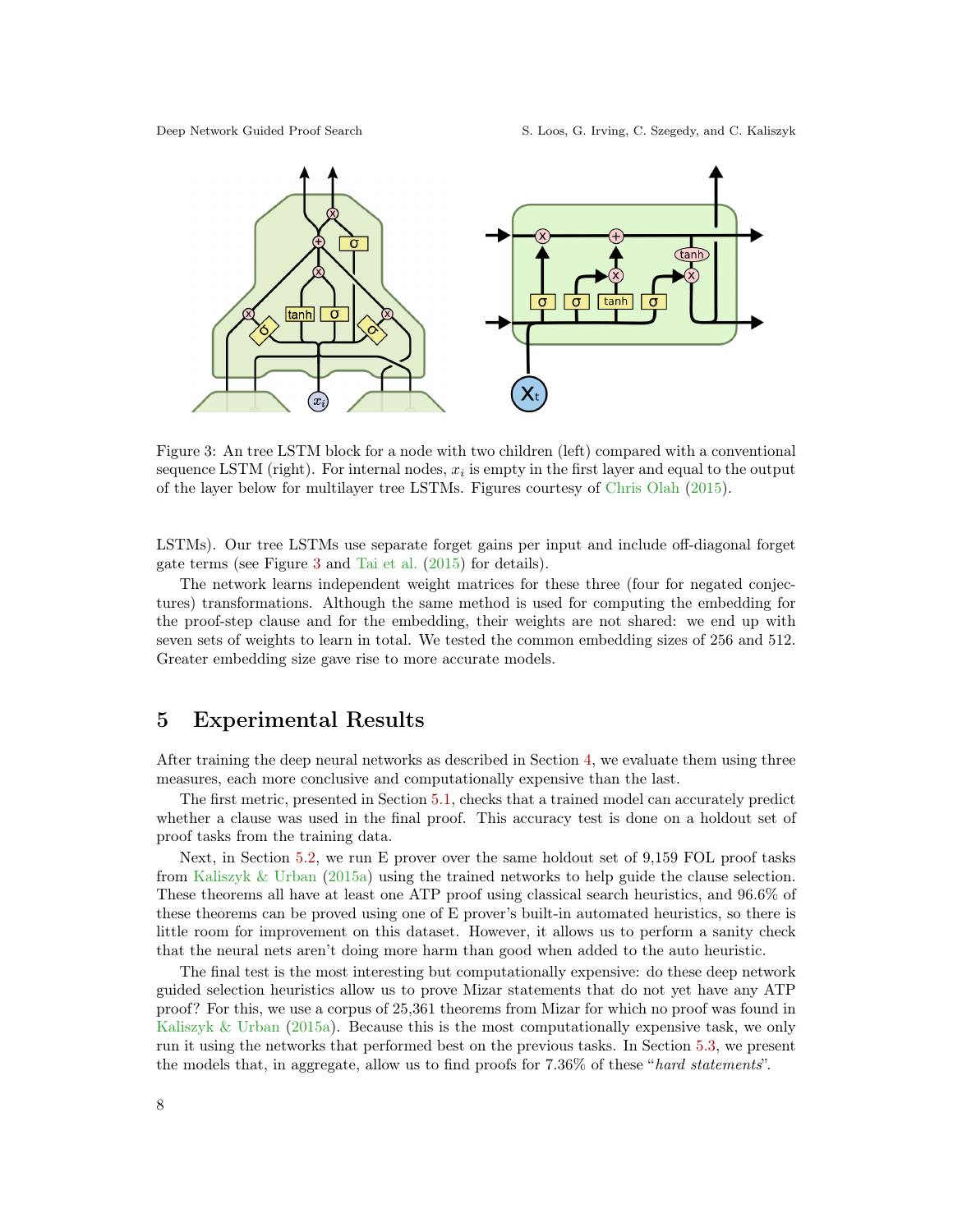Figure 3: An tree LSTM block for a node with two children (left) compared with a conventional sequence LSTM (right). For internal nodes, $x_i$ is empty in the first layer and equal to the output of the layer below for multilayer tree LSTMs. Figures courtesy of Chris Olah (2015).

LSTMs). Our tree LSTMs use separate forget gains per input and include off-diagonal forget gate terms (see Figure 3 and Tai et al. (2015) for details).

The network learns independent weight matrices for these three (four for negated conjectures) transformations. Although the same method is used for computing the embedding for the proof-step clause and for the embedding, their weights are not shared: we end up with seven sets of weights to learn in total. We tested the common embedding sizes of 256 and 512. Greater embedding size gave rise to more accurate models.

## 5 Experimental Results

After training the deep neural networks as described in Section 4, we evaluate them using three measures, each more conclusive and computationally expensive than the last.

The first metric, presented in Section 5.1, checks that a trained model can accurately predict whether a clause was used in the final proof. This accuracy test is done on a holdout set of proof tasks from the training data.

Next, in Section 5.2, we run E prover over the same holdout set of 9,159 FOL proof tasks from Kaliszyk & Urban (2015a) using the trained networks to help guide the clause selection. These theorems all have at least one ATP proof using classical search heuristics, and 96.6% of these theorems can be proved using one of E prover's built-in automated heuristics, so there is little room for improvement on this dataset. However, it allows us to perform a sanity check that the neural nets aren't doing more harm than good when added to the auto heuristic.

The final test is the most interesting but computationally expensive: do these deep network guided selection heuristics allow us to prove Mizar statements that do not yet have any ATP proof? For this, we use a corpus of 25,361 theorems from Mizar for which no proof was found in Kaliszyk & Urban (2015a). Because this is the most computationally expensive task, we only run it using the networks that performed best on the previous tasks. In Section 5.3, we present the models that, in aggregate, allow us to find proofs for 7.36% of these "*hard statements*".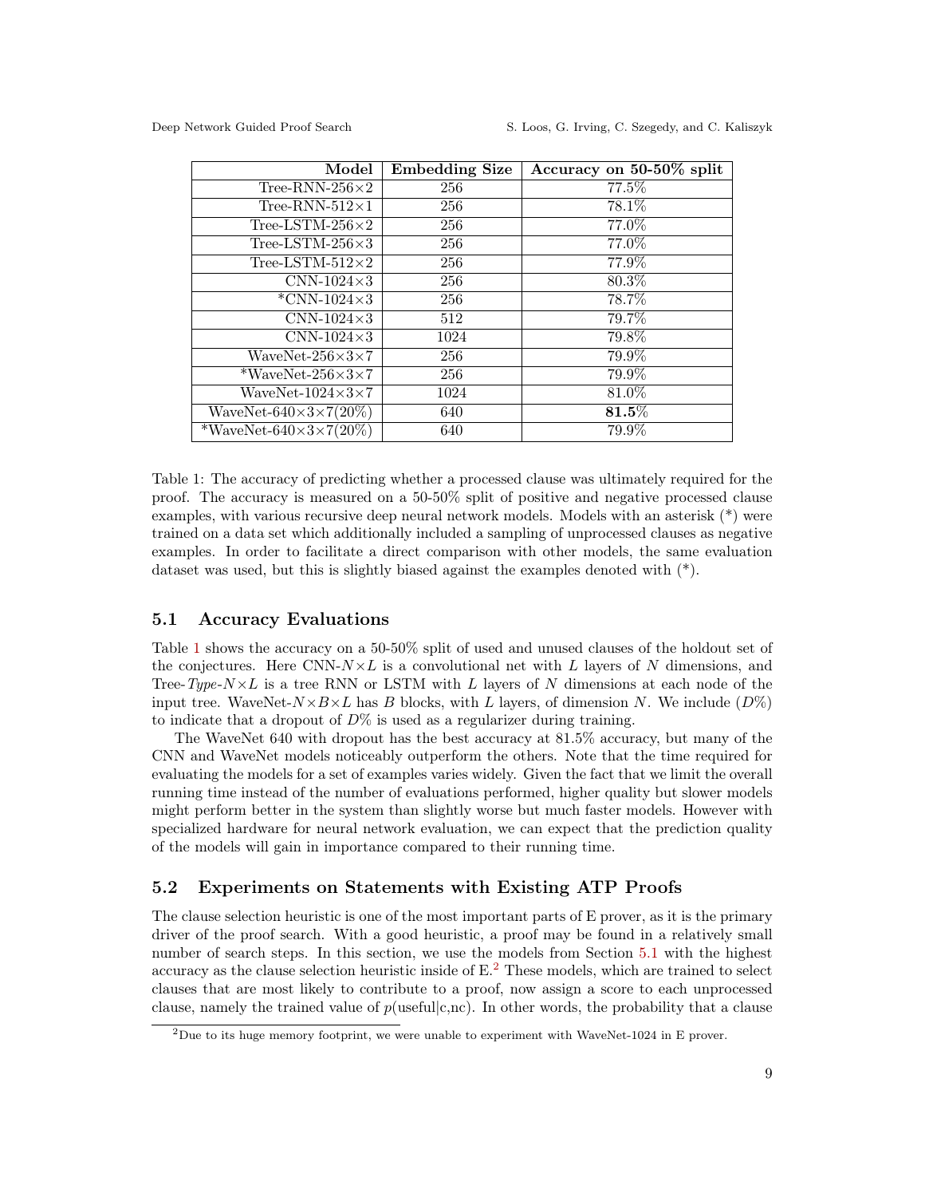| Model | Embedding Size | Accuracy on 50-50% split |
|---|---|---|
| Tree-RNN-256×2 | 256 | 77.5% |
| Tree-RNN-512×1 | 256 | 78.1% |
| Tree-LSTM-256×2 | 256 | 77.0% |
| Tree-LSTM-256×3 | 256 | 77.0% |
| Tree-LSTM-512×2 | 256 | 77.9% |
| CNN-1024×3 | 256 | 80.3% |
| *CNN-1024×3 | 256 | 78.7% |
| CNN-1024×3 | 512 | 79.7% |
| CNN-1024×3 | 1024 | 79.8% |
| WaveNet-256×3×7 | 256 | 79.9% |
| *WaveNet-256×3×7 | 256 | 79.9% |
| WaveNet-1024×3×7 | 1024 | 81.0% |
| WaveNet-640×3×7(20%) | 640 | **81.5**% |
| *WaveNet-640×3×7(20%) | 640 | 79.9% |

Table 1: The accuracy of predicting whether a processed clause was ultimately required for the proof. The accuracy is measured on a 50-50% split of positive and negative processed clause examples, with various recursive deep neural network models. Models with an asterisk (*) were trained on a data set which additionally included a sampling of unprocessed clauses as negative examples. In order to facilitate a direct comparison with other models, the same evaluation dataset was used, but this is slightly biased against the examples denoted with (*).

### 5.1 Accuracy Evaluations

Table 1 shows the accuracy on a 50-50% split of used and unused clauses of the holdout set of the conjectures. Here CNN-$N \times L$ is a convolutional net with $L$ layers of $N$ dimensions, and Tree-*Type*-$N \times L$ is a tree RNN or LSTM with $L$ layers of $N$ dimensions at each node of the input tree. WaveNet-$N \times B \times L$ has $B$ blocks, with $L$ layers, of dimension $N$. We include ($D$%) to indicate that a dropout of $D$% is used as a regularizer during training.

The WaveNet 640 with dropout has the best accuracy at 81.5% accuracy, but many of the CNN and WaveNet models noticeably outperform the others. Note that the time required for evaluating the models for a set of examples varies widely. Given the fact that we limit the overall running time instead of the number of evaluations performed, higher quality but slower models might perform better in the system than slightly worse but much faster models. However with specialized hardware for neural network evaluation, we can expect that the prediction quality of the models will gain in importance compared to their running time.

### 5.2 Experiments on Statements with Existing ATP Proofs

The clause selection heuristic is one of the most important parts of E prover, as it is the primary driver of the proof search. With a good heuristic, a proof may be found in a relatively small number of search steps. In this section, we use the models from Section 5.1 with the highest accuracy as the clause selection heuristic inside of E.[2] These models, which are trained to select clauses that are most likely to contribute to a proof, now assign a score to each unprocessed clause, namely the trained value of $p(\text{useful}|\text{c,nc})$. In other words, the probability that a clause

[2] Due to its huge memory footprint, we were unable to experiment with WaveNet-1024 in E prover.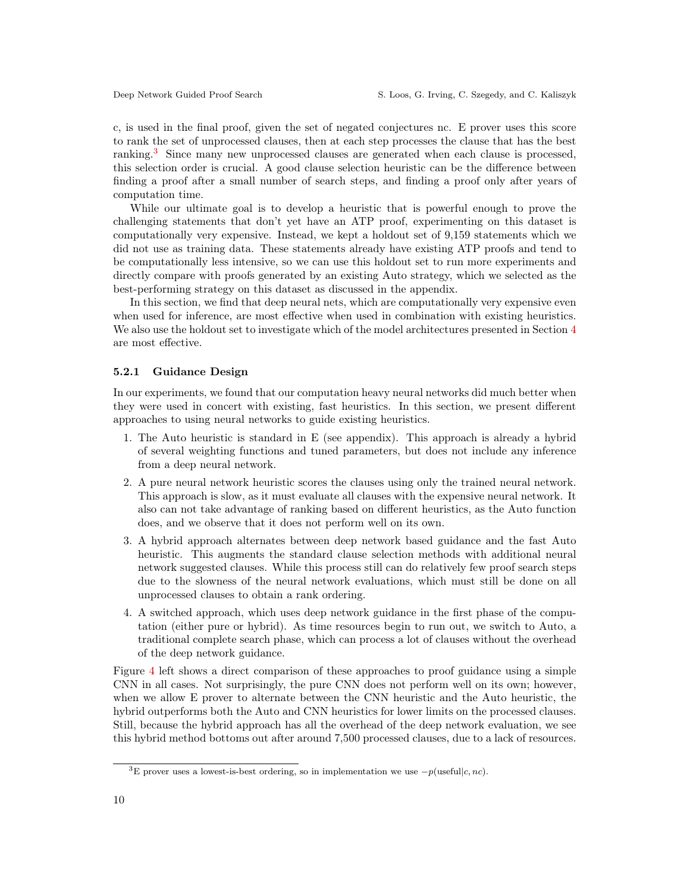c, is used in the final proof, given the set of negated conjectures nc. E prover uses this score to rank the set of unprocessed clauses, then at each step processes the clause that has the best ranking.[3] Since many new unprocessed clauses are generated when each clause is processed, this selection order is crucial. A good clause selection heuristic can be the difference between finding a proof after a small number of search steps, and finding a proof only after years of computation time.

While our ultimate goal is to develop a heuristic that is powerful enough to prove the challenging statements that don't yet have an ATP proof, experimenting on this dataset is computationally very expensive. Instead, we kept a holdout set of 9,159 statements which we did not use as training data. These statements already have existing ATP proofs and tend to be computationally less intensive, so we can use this holdout set to run more experiments and directly compare with proofs generated by an existing Auto strategy, which we selected as the best-performing strategy on this dataset as discussed in the appendix.

In this section, we find that deep neural nets, which are computationally very expensive even when used for inference, are most effective when used in combination with existing heuristics. We also use the holdout set to investigate which of the model architectures presented in Section 4 are most effective.

### 5.2.1 Guidance Design

In our experiments, we found that our computation heavy neural networks did much better when they were used in concert with existing, fast heuristics. In this section, we present different approaches to using neural networks to guide existing heuristics.

1. The Auto heuristic is standard in E (see appendix). This approach is already a hybrid of several weighting functions and tuned parameters, but does not include any inference from a deep neural network.
2. A pure neural network heuristic scores the clauses using only the trained neural network. This approach is slow, as it must evaluate all clauses with the expensive neural network. It also can not take advantage of ranking based on different heuristics, as the Auto function does, and we observe that it does not perform well on its own.
3. A hybrid approach alternates between deep network based guidance and the fast Auto heuristic. This augments the standard clause selection methods with additional neural network suggested clauses. While this process still can do relatively few proof search steps due to the slowness of the neural network evaluations, which must still be done on all unprocessed clauses to obtain a rank ordering.
4. A switched approach, which uses deep network guidance in the first phase of the computation (either pure or hybrid). As time resources begin to run out, we switch to Auto, a traditional complete search phase, which can process a lot of clauses without the overhead of the deep network guidance.

Figure 4 left shows a direct comparison of these approaches to proof guidance using a simple CNN in all cases. Not surprisingly, the pure CNN does not perform well on its own; however, when we allow E prover to alternate between the CNN heuristic and the Auto heuristic, the hybrid outperforms both the Auto and CNN heuristics for lower limits on the processed clauses. Still, because the hybrid approach has all the overhead of the deep network evaluation, we see this hybrid method bottoms out after around 7,500 processed clauses, due to a lack of resources.

[3] E prover uses a lowest-is-best ordering, so in implementation we use $-p(\text{useful}|c, nc)$.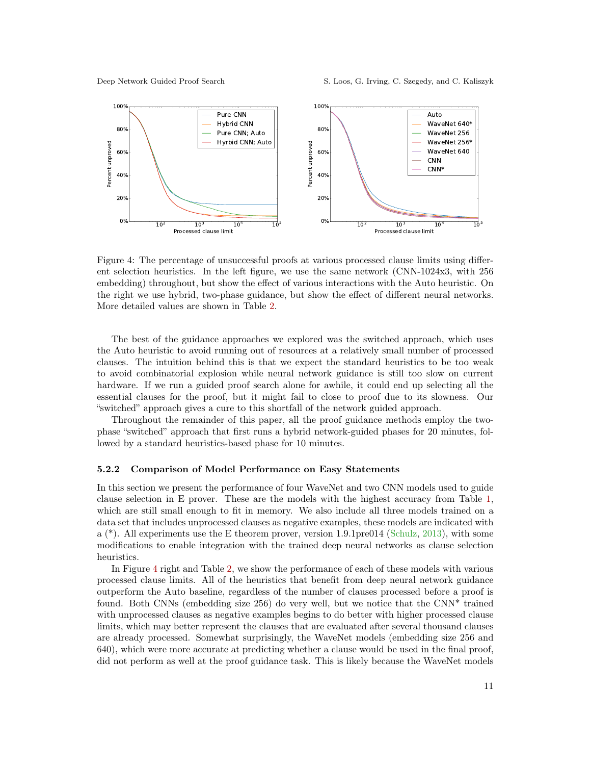Figure 4: The percentage of unsuccessful proofs at various processed clause limits using different selection heuristics. In the left figure, we use the same network (CNN-1024x3, with 256 embedding) throughout, but show the effect of various interactions with the Auto heuristic. On the right we use hybrid, two-phase guidance, but show the effect of different neural networks. More detailed values are shown in Table 2.

The best of the guidance approaches we explored was the switched approach, which uses the Auto heuristic to avoid running out of resources at a relatively small number of processed clauses. The intuition behind this is that we expect the standard heuristics to be too weak to avoid combinatorial explosion while neural network guidance is still too slow on current hardware. If we run a guided proof search alone for awhile, it could end up selecting all the essential clauses for the proof, but it might fail to close to proof due to its slowness. Our "switched" approach gives a cure to this shortfall of the network guided approach.

Throughout the remainder of this paper, all the proof guidance methods employ the two-phase "switched" approach that first runs a hybrid network-guided phases for 20 minutes, followed by a standard heuristics-based phase for 10 minutes.

#### 5.2.2 Comparison of Model Performance on Easy Statements

In this section we present the performance of four WaveNet and two CNN models used to guide clause selection in E prover. These are the models with the highest accuracy from Table 1, which are still small enough to fit in memory. We also include all three models trained on a data set that includes unprocessed clauses as negative examples, these models are indicated with a (*). All experiments use the E theorem prover, version 1.9.1pre014 (Schulz, 2013), with some modifications to enable integration with the trained deep neural networks as clause selection heuristics.

In Figure 4 right and Table 2, we show the performance of each of these models with various processed clause limits. All of the heuristics that benefit from deep neural network guidance outperform the Auto baseline, regardless of the number of clauses processed before a proof is found. Both CNNs (embedding size 256) do very well, but we notice that the CNN* trained with unprocessed clauses as negative examples begins to do better with higher processed clause limits, which may better represent the clauses that are evaluated after several thousand clauses are already processed. Somewhat surprisingly, the WaveNet models (embedding size 256 and 640), which were more accurate at predicting whether a clause would be used in the final proof, did not perform as well at the proof guidance task. This is likely because the WaveNet models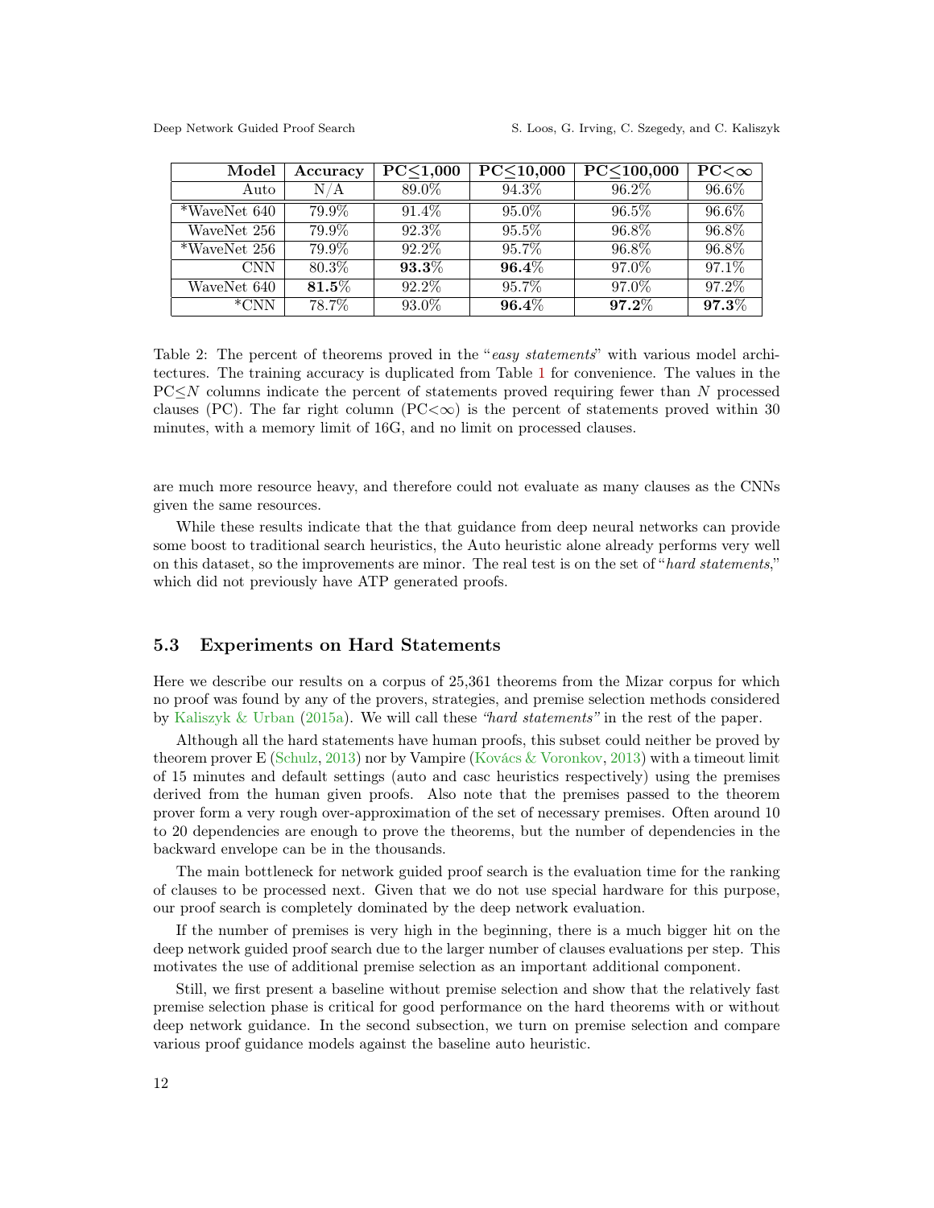| Model | Accuracy | PC≤1,000 | PC≤10,000 | PC≤100,000 | PC<∞ |
|---|---|---|---|---|---|
| Auto | N/A | 89.0% | 94.3% | 96.2% | 96.6% |
| *WaveNet 640 | 79.9% | 91.4% | 95.0% | 96.5% | 96.6% |
| WaveNet 256 | 79.9% | 92.3% | 95.5% | 96.8% | 96.8% |
| *WaveNet 256 | 79.9% | 92.2% | 95.7% | 96.8% | 96.8% |
| CNN | 80.3% | **93.3%** | **96.4%** | 97.0% | 97.1% |
| WaveNet 640 | **81.5%** | 92.2% | 95.7% | 97.0% | 97.2% |
| *CNN | 78.7% | 93.0% | **96.4%** | **97.2%** | **97.3%** |

Table 2: The percent of theorems proved in the "*easy statements*" with various model architectures. The training accuracy is duplicated from Table 1 for convenience. The values in the PC≤$N$ columns indicate the percent of statements proved requiring fewer than $N$ processed clauses (PC). The far right column (PC<∞) is the percent of statements proved within 30 minutes, with a memory limit of 16G, and no limit on processed clauses.

are much more resource heavy, and therefore could not evaluate as many clauses as the CNNs given the same resources.

While these results indicate that the that guidance from deep neural networks can provide some boost to traditional search heuristics, the Auto heuristic alone already performs very well on this dataset, so the improvements are minor. The real test is on the set of "*hard statements*," which did not previously have ATP generated proofs.

### 5.3 Experiments on Hard Statements

Here we describe our results on a corpus of 25,361 theorems from the Mizar corpus for which no proof was found by any of the provers, strategies, and premise selection methods considered by Kaliszyk & Urban (2015a). We will call these *"hard statements"* in the rest of the paper.

Although all the hard statements have human proofs, this subset could neither be proved by theorem prover E (Schulz, 2013) nor by Vampire (Kovács & Voronkov, 2013) with a timeout limit of 15 minutes and default settings (auto and casc heuristics respectively) using the premises derived from the human given proofs. Also note that the premises passed to the theorem prover form a very rough over-approximation of the set of necessary premises. Often around 10 to 20 dependencies are enough to prove the theorems, but the number of dependencies in the backward envelope can be in the thousands.

The main bottleneck for network guided proof search is the evaluation time for the ranking of clauses to be processed next. Given that we do not use special hardware for this purpose, our proof search is completely dominated by the deep network evaluation.

If the number of premises is very high in the beginning, there is a much bigger hit on the deep network guided proof search due to the larger number of clauses evaluations per step. This motivates the use of additional premise selection as an important additional component.

Still, we first present a baseline without premise selection and show that the relatively fast premise selection phase is critical for good performance on the hard theorems with or without deep network guidance. In the second subsection, we turn on premise selection and compare various proof guidance models against the baseline auto heuristic.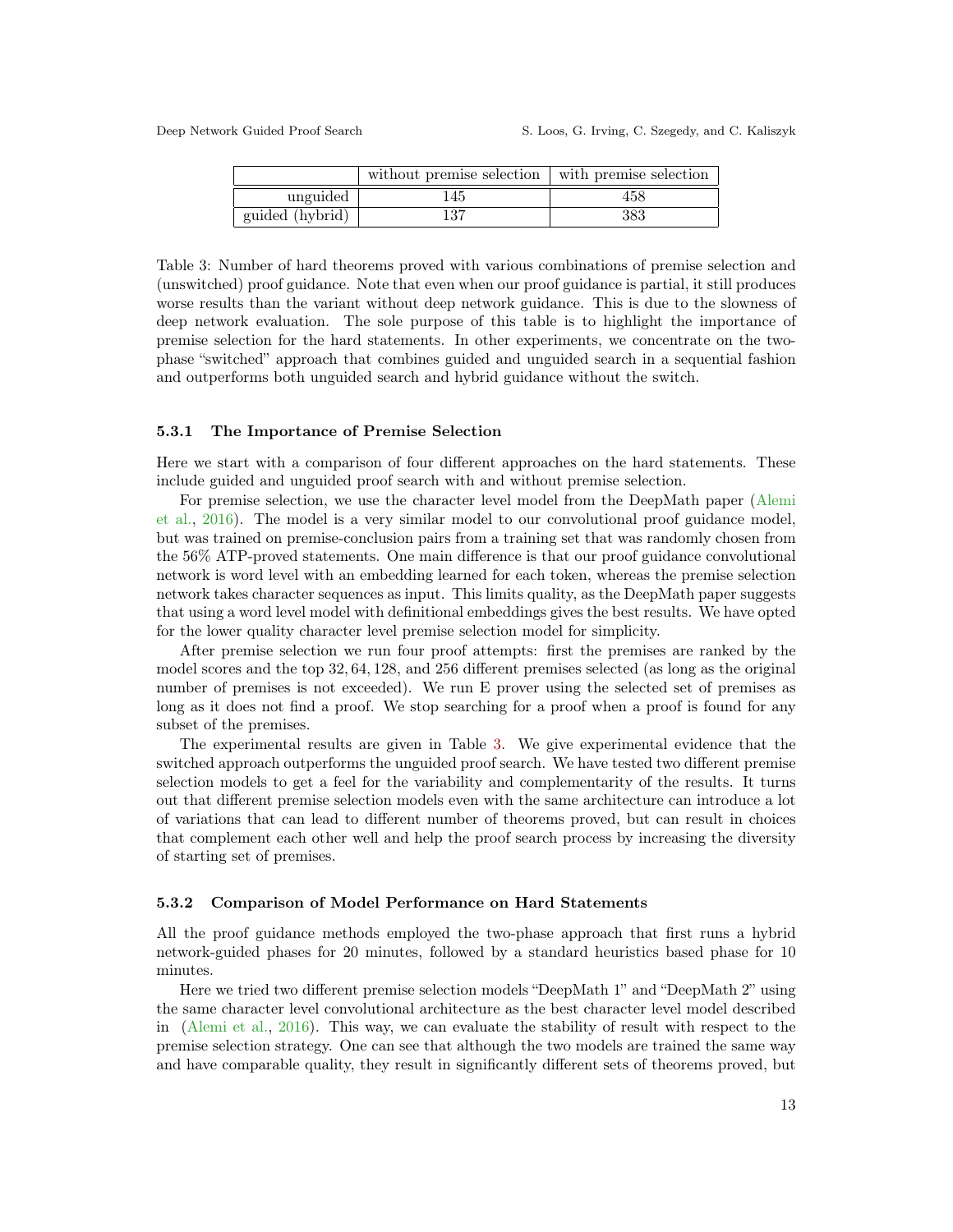| | without premise selection | with premise selection |
|---|---|---|
| unguided | 145 | 458 |
| guided (hybrid) | 137 | 383 |

Table 3: Number of hard theorems proved with various combinations of premise selection and (unswitched) proof guidance. Note that even when our proof guidance is partial, it still produces worse results than the variant without deep network guidance. This is due to the slowness of deep network evaluation. The sole purpose of this table is to highlight the importance of premise selection for the hard statements. In other experiments, we concentrate on the two-phase "switched" approach that combines guided and unguided search in a sequential fashion and outperforms both unguided search and hybrid guidance without the switch.

#### 5.3.1 The Importance of Premise Selection

Here we start with a comparison of four different approaches on the hard statements. These include guided and unguided proof search with and without premise selection.

For premise selection, we use the character level model from the DeepMath paper (Alemi et al., 2016). The model is a very similar model to our convolutional proof guidance model, but was trained on premise-conclusion pairs from a training set that was randomly chosen from the 56% ATP-proved statements. One main difference is that our proof guidance convolutional network is word level with an embedding learned for each token, whereas the premise selection network takes character sequences as input. This limits quality, as the DeepMath paper suggests that using a word level model with definitional embeddings gives the best results. We have opted for the lower quality character level premise selection model for simplicity.

After premise selection we run four proof attempts: first the premises are ranked by the model scores and the top $32, 64, 128$, and $256$ different premises selected (as long as the original number of premises is not exceeded). We run E prover using the selected set of premises as long as it does not find a proof. We stop searching for a proof when a proof is found for any subset of the premises.

The experimental results are given in Table 3. We give experimental evidence that the switched approach outperforms the unguided proof search. We have tested two different premise selection models to get a feel for the variability and complementarity of the results. It turns out that different premise selection models even with the same architecture can introduce a lot of variations that can lead to different number of theorems proved, but can result in choices that complement each other well and help the proof search process by increasing the diversity of starting set of premises.

#### 5.3.2 Comparison of Model Performance on Hard Statements

All the proof guidance methods employed the two-phase approach that first runs a hybrid network-guided phases for 20 minutes, followed by a standard heuristics based phase for 10 minutes.

Here we tried two different premise selection models "DeepMath 1" and "DeepMath 2" using the same character level convolutional architecture as the best character level model described in (Alemi et al., 2016). This way, we can evaluate the stability of result with respect to the premise selection strategy. One can see that although the two models are trained the same way and have comparable quality, they result in significantly different sets of theorems proved, but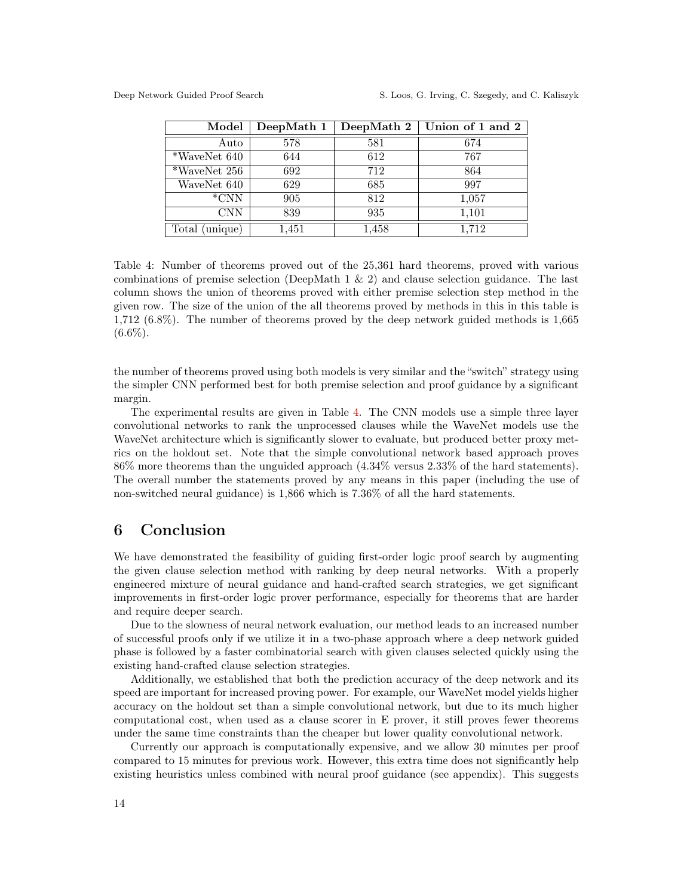| Model | DeepMath 1 | DeepMath 2 | Union of 1 and 2 |
|---|---|---|---|
| Auto | 578 | 581 | 674 |
| *WaveNet 640 | 644 | 612 | 767 |
| *WaveNet 256 | 692 | 712 | 864 |
| WaveNet 640 | 629 | 685 | 997 |
| *CNN | 905 | 812 | 1,057 |
| CNN | 839 | 935 | 1,101 |
| Total (unique) | 1,451 | 1,458 | 1,712 |

Table 4: Number of theorems proved out of the 25,361 hard theorems, proved with various combinations of premise selection (DeepMath 1 & 2) and clause selection guidance. The last column shows the union of theorems proved with either premise selection step method in the given row. The size of the union of the all theorems proved by methods in this in this table is 1,712 (6.8%). The number of theorems proved by the deep network guided methods is 1,665 (6.6%).

the number of theorems proved using both models is very similar and the "switch" strategy using the simpler CNN performed best for both premise selection and proof guidance by a significant margin.

The experimental results are given in Table 4. The CNN models use a simple three layer convolutional networks to rank the unprocessed clauses while the WaveNet models use the WaveNet architecture which is significantly slower to evaluate, but produced better proxy metrics on the holdout set. Note that the simple convolutional network based approach proves 86% more theorems than the unguided approach (4.34% versus 2.33% of the hard statements). The overall number the statements proved by any means in this paper (including the use of non-switched neural guidance) is 1,866 which is 7.36% of all the hard statements.

# 6 Conclusion

We have demonstrated the feasibility of guiding first-order logic proof search by augmenting the given clause selection method with ranking by deep neural networks. With a properly engineered mixture of neural guidance and hand-crafted search strategies, we get significant improvements in first-order logic prover performance, especially for theorems that are harder and require deeper search.

Due to the slowness of neural network evaluation, our method leads to an increased number of successful proofs only if we utilize it in a two-phase approach where a deep network guided phase is followed by a faster combinatorial search with given clauses selected quickly using the existing hand-crafted clause selection strategies.

Additionally, we established that both the prediction accuracy of the deep network and its speed are important for increased proving power. For example, our WaveNet model yields higher accuracy on the holdout set than a simple convolutional network, but due to its much higher computational cost, when used as a clause scorer in E prover, it still proves fewer theorems under the same time constraints than the cheaper but lower quality convolutional network.

Currently our approach is computationally expensive, and we allow 30 minutes per proof compared to 15 minutes for previous work. However, this extra time does not significantly help existing heuristics unless combined with neural proof guidance (see appendix). This suggests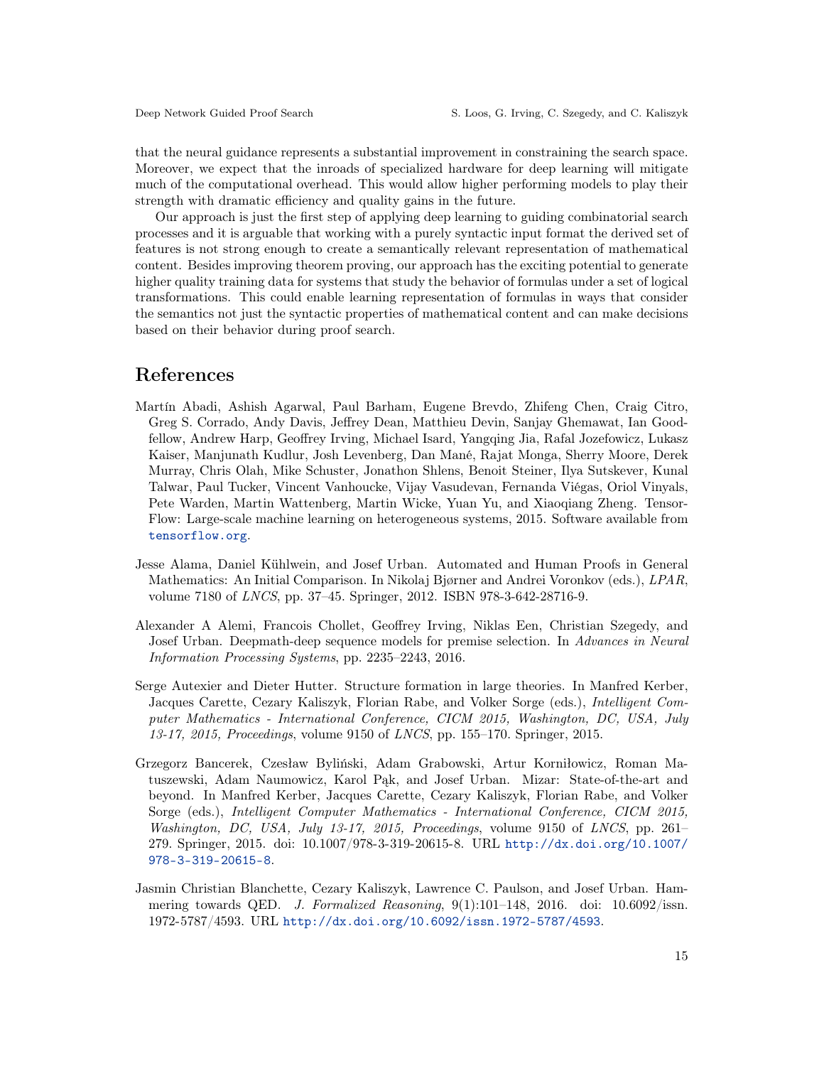that the neural guidance represents a substantial improvement in constraining the search space. Moreover, we expect that the inroads of specialized hardware for deep learning will mitigate much of the computational overhead. This would allow higher performing models to play their strength with dramatic efficiency and quality gains in the future.

Our approach is just the first step of applying deep learning to guiding combinatorial search processes and it is arguable that working with a purely syntactic input format the derived set of features is not strong enough to create a semantically relevant representation of mathematical content. Besides improving theorem proving, our approach has the exciting potential to generate higher quality training data for systems that study the behavior of formulas under a set of logical transformations. This could enable learning representation of formulas in ways that consider the semantics not just the syntactic properties of mathematical content and can make decisions based on their behavior during proof search.

# References

Martín Abadi, Ashish Agarwal, Paul Barham, Eugene Brevdo, Zhifeng Chen, Craig Citro, Greg S. Corrado, Andy Davis, Jeffrey Dean, Matthieu Devin, Sanjay Ghemawat, Ian Goodfellow, Andrew Harp, Geoffrey Irving, Michael Isard, Yangqing Jia, Rafal Jozefowicz, Lukasz Kaiser, Manjunath Kudlur, Josh Levenberg, Dan Mané, Rajat Monga, Sherry Moore, Derek Murray, Chris Olah, Mike Schuster, Jonathon Shlens, Benoit Steiner, Ilya Sutskever, Kunal Talwar, Paul Tucker, Vincent Vanhoucke, Vijay Vasudevan, Fernanda Viégas, Oriol Vinyals, Pete Warden, Martin Wattenberg, Martin Wicke, Yuan Yu, and Xiaoqiang Zheng. TensorFlow: Large-scale machine learning on heterogeneous systems, 2015. Software available from tensorflow.org.

Jesse Alama, Daniel Kühlwein, and Josef Urban. Automated and Human Proofs in General Mathematics: An Initial Comparison. In Nikolaj Bjørner and Andrei Voronkov (eds.), *LPAR*, volume 7180 of *LNCS*, pp. 37–45. Springer, 2012. ISBN 978-3-642-28716-9.

Alexander A Alemi, Francois Chollet, Geoffrey Irving, Niklas Een, Christian Szegedy, and Josef Urban. Deepmath-deep sequence models for premise selection. In *Advances in Neural Information Processing Systems*, pp. 2235–2243, 2016.

Serge Autexier and Dieter Hutter. Structure formation in large theories. In Manfred Kerber, Jacques Carette, Cezary Kaliszyk, Florian Rabe, and Volker Sorge (eds.), *Intelligent Computer Mathematics - International Conference, CICM 2015, Washington, DC, USA, July 13-17, 2015, Proceedings*, volume 9150 of *LNCS*, pp. 155–170. Springer, 2015.

Grzegorz Bancerek, Czesław Byliński, Adam Grabowski, Artur Korniłowicz, Roman Matuszewski, Adam Naumowicz, Karol Pąk, and Josef Urban. Mizar: State-of-the-art and beyond. In Manfred Kerber, Jacques Carette, Cezary Kaliszyk, Florian Rabe, and Volker Sorge (eds.), *Intelligent Computer Mathematics - International Conference, CICM 2015, Washington, DC, USA, July 13-17, 2015, Proceedings*, volume 9150 of *LNCS*, pp. 261–279. Springer, 2015. doi: 10.1007/978-3-319-20615-8. URL http://dx.doi.org/10.1007/978-3-319-20615-8.

Jasmin Christian Blanchette, Cezary Kaliszyk, Lawrence C. Paulson, and Josef Urban. Hammering towards QED. *J. Formalized Reasoning*, 9(1):101–148, 2016. doi: 10.6092/issn.1972-5787/4593. URL http://dx.doi.org/10.6092/issn.1972-5787/4593.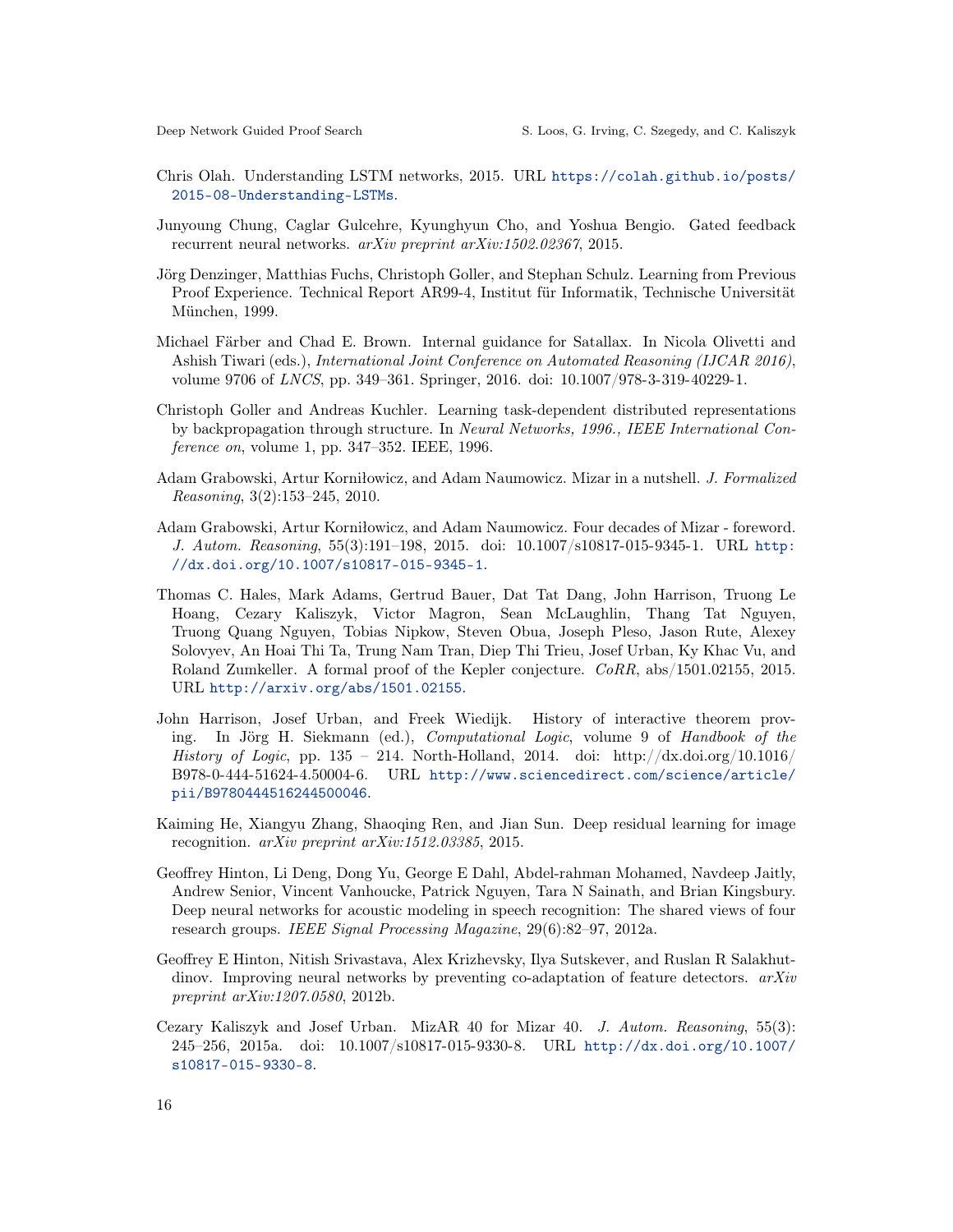Chris Olah. Understanding LSTM networks, 2015. URL https://colah.github.io/posts/2015-08-Understanding-LSTMs.

Junyoung Chung, Caglar Gulcehre, Kyunghyun Cho, and Yoshua Bengio. Gated feedback recurrent neural networks. *arXiv preprint arXiv:1502.02367*, 2015.

Jörg Denzinger, Matthias Fuchs, Christoph Goller, and Stephan Schulz. Learning from Previous Proof Experience. Technical Report AR99-4, Institut für Informatik, Technische Universität München, 1999.

Michael Färber and Chad E. Brown. Internal guidance for Satallax. In Nicola Olivetti and Ashish Tiwari (eds.), *International Joint Conference on Automated Reasoning (IJCAR 2016)*, volume 9706 of *LNCS*, pp. 349–361. Springer, 2016. doi: 10.1007/978-3-319-40229-1.

Christoph Goller and Andreas Kuchler. Learning task-dependent distributed representations by backpropagation through structure. In *Neural Networks, 1996., IEEE International Conference on*, volume 1, pp. 347–352. IEEE, 1996.

Adam Grabowski, Artur Korniłowicz, and Adam Naumowicz. Mizar in a nutshell. *J. Formalized Reasoning*, 3(2):153–245, 2010.

Adam Grabowski, Artur Korniłowicz, and Adam Naumowicz. Four decades of Mizar - foreword. *J. Autom. Reasoning*, 55(3):191–198, 2015. doi: 10.1007/s10817-015-9345-1. URL http://dx.doi.org/10.1007/s10817-015-9345-1.

Thomas C. Hales, Mark Adams, Gertrud Bauer, Dat Tat Dang, John Harrison, Truong Le Hoang, Cezary Kaliszyk, Victor Magron, Sean McLaughlin, Thang Tat Nguyen, Truong Quang Nguyen, Tobias Nipkow, Steven Obua, Joseph Pleso, Jason Rute, Alexey Solovyev, An Hoai Thi Ta, Trung Nam Tran, Diep Thi Trieu, Josef Urban, Ky Khac Vu, and Roland Zumkeller. A formal proof of the Kepler conjecture. *CoRR*, abs/1501.02155, 2015. URL http://arxiv.org/abs/1501.02155.

John Harrison, Josef Urban, and Freek Wiedijk. History of interactive theorem proving. In Jörg H. Siekmann (ed.), *Computational Logic*, volume 9 of *Handbook of the History of Logic*, pp. 135 – 214. North-Holland, 2014. doi: http://dx.doi.org/10.1016/B978-0-444-51624-4.50004-6. URL http://www.sciencedirect.com/science/article/pii/B9780444516244500046.

Kaiming He, Xiangyu Zhang, Shaoqing Ren, and Jian Sun. Deep residual learning for image recognition. *arXiv preprint arXiv:1512.03385*, 2015.

Geoffrey Hinton, Li Deng, Dong Yu, George E Dahl, Abdel-rahman Mohamed, Navdeep Jaitly, Andrew Senior, Vincent Vanhoucke, Patrick Nguyen, Tara N Sainath, and Brian Kingsbury. Deep neural networks for acoustic modeling in speech recognition: The shared views of four research groups. *IEEE Signal Processing Magazine*, 29(6):82–97, 2012a.

Geoffrey E Hinton, Nitish Srivastava, Alex Krizhevsky, Ilya Sutskever, and Ruslan R Salakhutdinov. Improving neural networks by preventing co-adaptation of feature detectors. *arXiv preprint arXiv:1207.0580*, 2012b.

Cezary Kaliszyk and Josef Urban. MizAR 40 for Mizar 40. *J. Autom. Reasoning*, 55(3): 245–256, 2015a. doi: 10.1007/s10817-015-9330-8. URL http://dx.doi.org/10.1007/s10817-015-9330-8.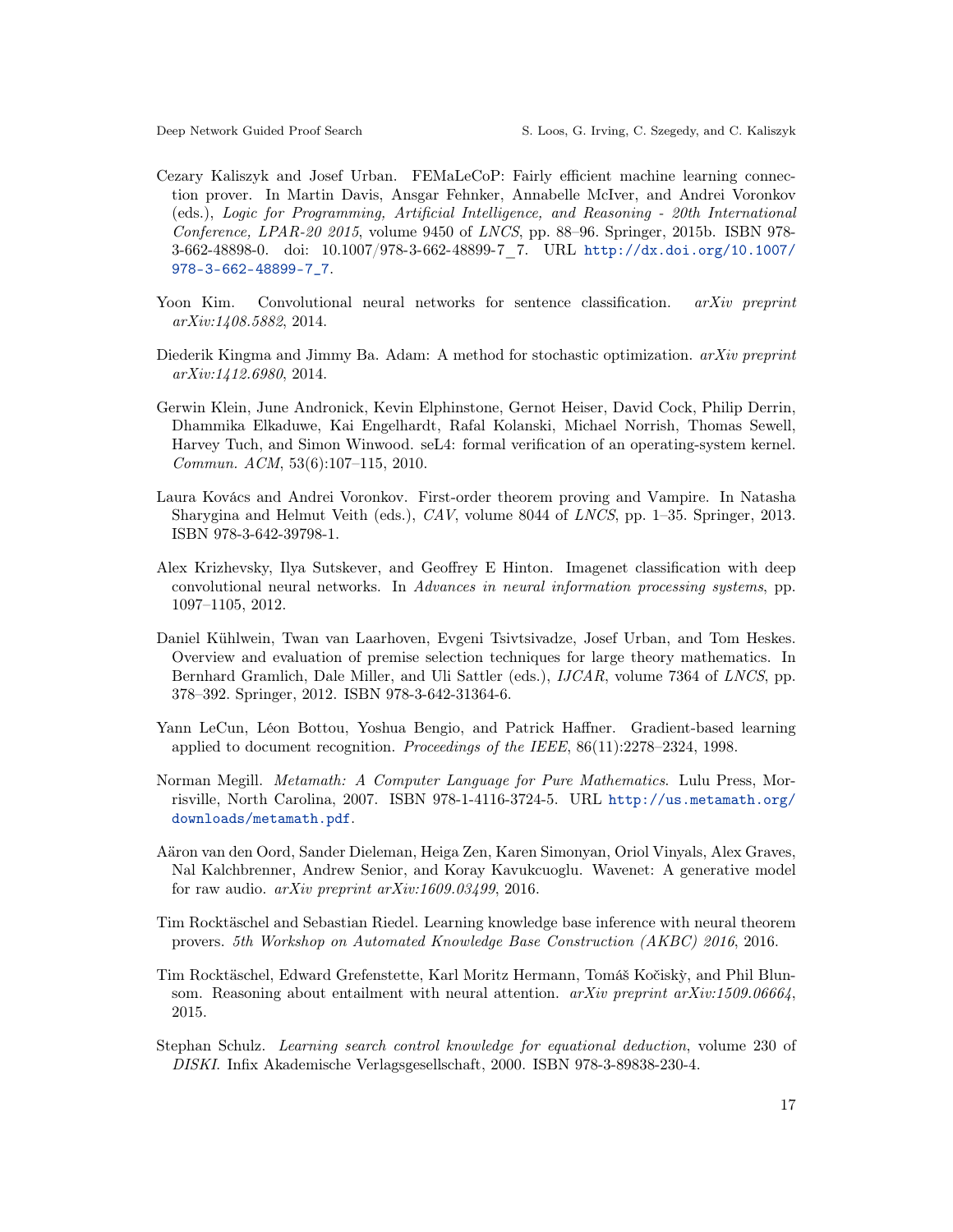Cezary Kaliszyk and Josef Urban. FEMaLeCoP: Fairly efficient machine learning connection prover. In Martin Davis, Ansgar Fehnker, Annabelle McIver, and Andrei Voronkov (eds.), *Logic for Programming, Artificial Intelligence, and Reasoning - 20th International Conference, LPAR-20 2015*, volume 9450 of *LNCS*, pp. 88–96. Springer, 2015b. ISBN 978-3-662-48898-0. doi: 10.1007/978-3-662-48899-7_7. URL http://dx.doi.org/10.1007/978-3-662-48899-7_7.

Yoon Kim. Convolutional neural networks for sentence classification. *arXiv preprint arXiv:1408.5882*, 2014.

Diederik Kingma and Jimmy Ba. Adam: A method for stochastic optimization. *arXiv preprint arXiv:1412.6980*, 2014.

Gerwin Klein, June Andronick, Kevin Elphinstone, Gernot Heiser, David Cock, Philip Derrin, Dhammika Elkaduwe, Kai Engelhardt, Rafal Kolanski, Michael Norrish, Thomas Sewell, Harvey Tuch, and Simon Winwood. seL4: formal verification of an operating-system kernel. *Commun. ACM*, 53(6):107–115, 2010.

Laura Kovács and Andrei Voronkov. First-order theorem proving and Vampire. In Natasha Sharygina and Helmut Veith (eds.), *CAV*, volume 8044 of *LNCS*, pp. 1–35. Springer, 2013. ISBN 978-3-642-39798-1.

Alex Krizhevsky, Ilya Sutskever, and Geoffrey E Hinton. Imagenet classification with deep convolutional neural networks. In *Advances in neural information processing systems*, pp. 1097–1105, 2012.

Daniel Kühlwein, Twan van Laarhoven, Evgeni Tsivtsivadze, Josef Urban, and Tom Heskes. Overview and evaluation of premise selection techniques for large theory mathematics. In Bernhard Gramlich, Dale Miller, and Uli Sattler (eds.), *IJCAR*, volume 7364 of *LNCS*, pp. 378–392. Springer, 2012. ISBN 978-3-642-31364-6.

Yann LeCun, Léon Bottou, Yoshua Bengio, and Patrick Haffner. Gradient-based learning applied to document recognition. *Proceedings of the IEEE*, 86(11):2278–2324, 1998.

Norman Megill. *Metamath: A Computer Language for Pure Mathematics*. Lulu Press, Morrisville, North Carolina, 2007. ISBN 978-1-4116-3724-5. URL http://us.metamath.org/downloads/metamath.pdf.

Aäron van den Oord, Sander Dieleman, Heiga Zen, Karen Simonyan, Oriol Vinyals, Alex Graves, Nal Kalchbrenner, Andrew Senior, and Koray Kavukcuoglu. Wavenet: A generative model for raw audio. *arXiv preprint arXiv:1609.03499*, 2016.

Tim Rocktäschel and Sebastian Riedel. Learning knowledge base inference with neural theorem provers. *5th Workshop on Automated Knowledge Base Construction (AKBC) 2016*, 2016.

Tim Rocktäschel, Edward Grefenstette, Karl Moritz Hermann, Tomáš Kočiskỳ, and Phil Blunsom. Reasoning about entailment with neural attention. *arXiv preprint arXiv:1509.06664*, 2015.

Stephan Schulz. *Learning search control knowledge for equational deduction*, volume 230 of *DISKI*. Infix Akademische Verlagsgesellschaft, 2000. ISBN 978-3-89838-230-4.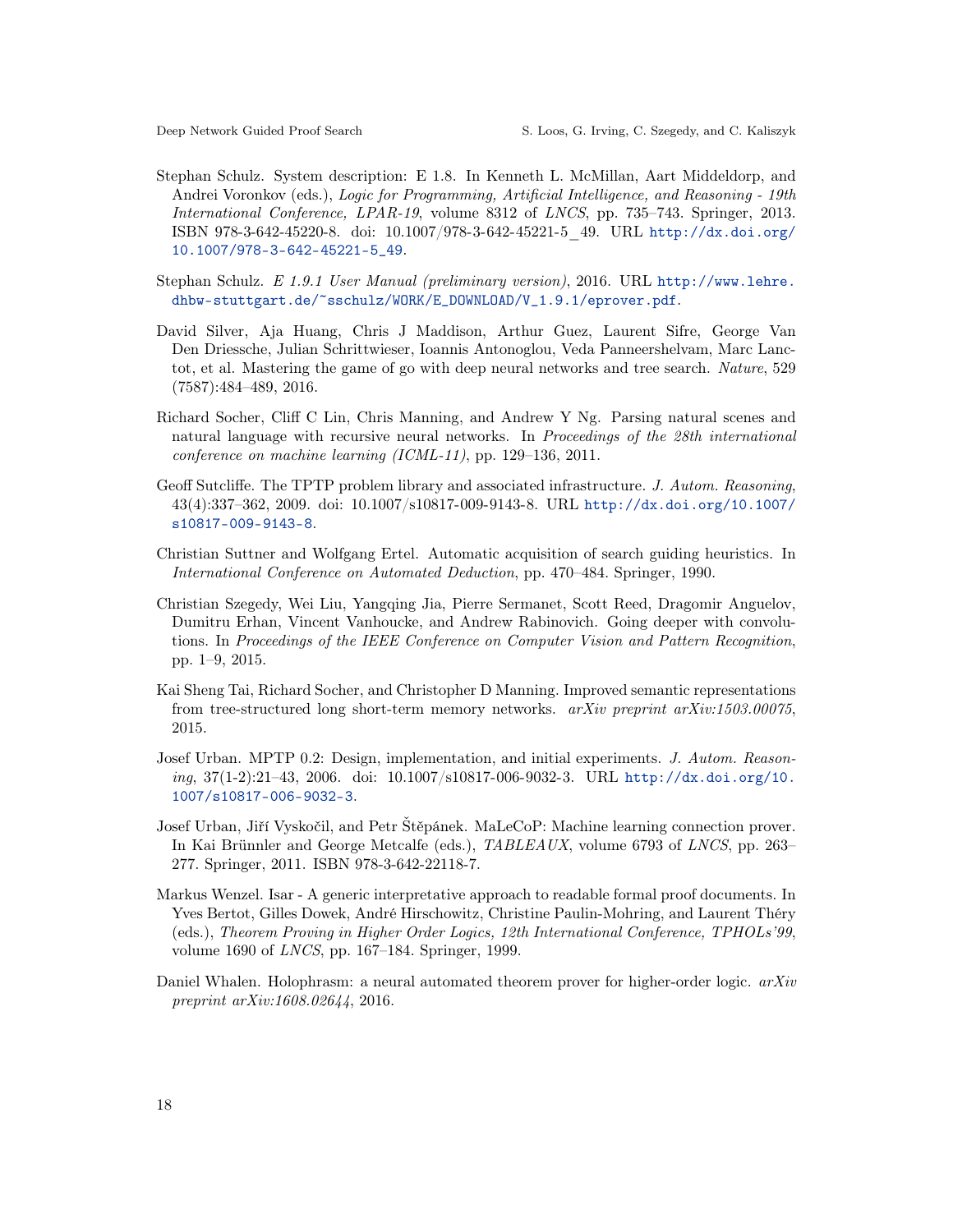Stephan Schulz. System description: E 1.8. In Kenneth L. McMillan, Aart Middeldorp, and Andrei Voronkov (eds.), *Logic for Programming, Artificial Intelligence, and Reasoning - 19th International Conference, LPAR-19*, volume 8312 of *LNCS*, pp. 735–743. Springer, 2013. ISBN 978-3-642-45220-8. doi: 10.1007/978-3-642-45221-5_49. URL http://dx.doi.org/10.1007/978-3-642-45221-5_49.

Stephan Schulz. *E 1.9.1 User Manual (preliminary version)*, 2016. URL http://www.lehre.dhbw-stuttgart.de/~sschulz/WORK/E_DOWNLOAD/V_1.9.1/eprover.pdf.

David Silver, Aja Huang, Chris J Maddison, Arthur Guez, Laurent Sifre, George Van Den Driessche, Julian Schrittwieser, Ioannis Antonoglou, Veda Panneershelvam, Marc Lanctot, et al. Mastering the game of go with deep neural networks and tree search. *Nature*, 529 (7587):484–489, 2016.

Richard Socher, Cliff C Lin, Chris Manning, and Andrew Y Ng. Parsing natural scenes and natural language with recursive neural networks. In *Proceedings of the 28th international conference on machine learning (ICML-11)*, pp. 129–136, 2011.

Geoff Sutcliffe. The TPTP problem library and associated infrastructure. *J. Autom. Reasoning*, 43(4):337–362, 2009. doi: 10.1007/s10817-009-9143-8. URL http://dx.doi.org/10.1007/s10817-009-9143-8.

Christian Suttner and Wolfgang Ertel. Automatic acquisition of search guiding heuristics. In *International Conference on Automated Deduction*, pp. 470–484. Springer, 1990.

Christian Szegedy, Wei Liu, Yangqing Jia, Pierre Sermanet, Scott Reed, Dragomir Anguelov, Dumitru Erhan, Vincent Vanhoucke, and Andrew Rabinovich. Going deeper with convolutions. In *Proceedings of the IEEE Conference on Computer Vision and Pattern Recognition*, pp. 1–9, 2015.

Kai Sheng Tai, Richard Socher, and Christopher D Manning. Improved semantic representations from tree-structured long short-term memory networks. *arXiv preprint arXiv:1503.00075*, 2015.

Josef Urban. MPTP 0.2: Design, implementation, and initial experiments. *J. Autom. Reasoning*, 37(1-2):21–43, 2006. doi: 10.1007/s10817-006-9032-3. URL http://dx.doi.org/10.1007/s10817-006-9032-3.

Josef Urban, Jiří Vyskočil, and Petr Štěpánek. MaLeCoP: Machine learning connection prover. In Kai Brünnler and George Metcalfe (eds.), *TABLEAUX*, volume 6793 of *LNCS*, pp. 263–277. Springer, 2011. ISBN 978-3-642-22118-7.

Markus Wenzel. Isar - A generic interpretative approach to readable formal proof documents. In Yves Bertot, Gilles Dowek, André Hirschowitz, Christine Paulin-Mohring, and Laurent Théry (eds.), *Theorem Proving in Higher Order Logics, 12th International Conference, TPHOLs'99*, volume 1690 of *LNCS*, pp. 167–184. Springer, 1999.

Daniel Whalen. Holophrasm: a neural automated theorem prover for higher-order logic. *arXiv preprint arXiv:1608.02644*, 2016.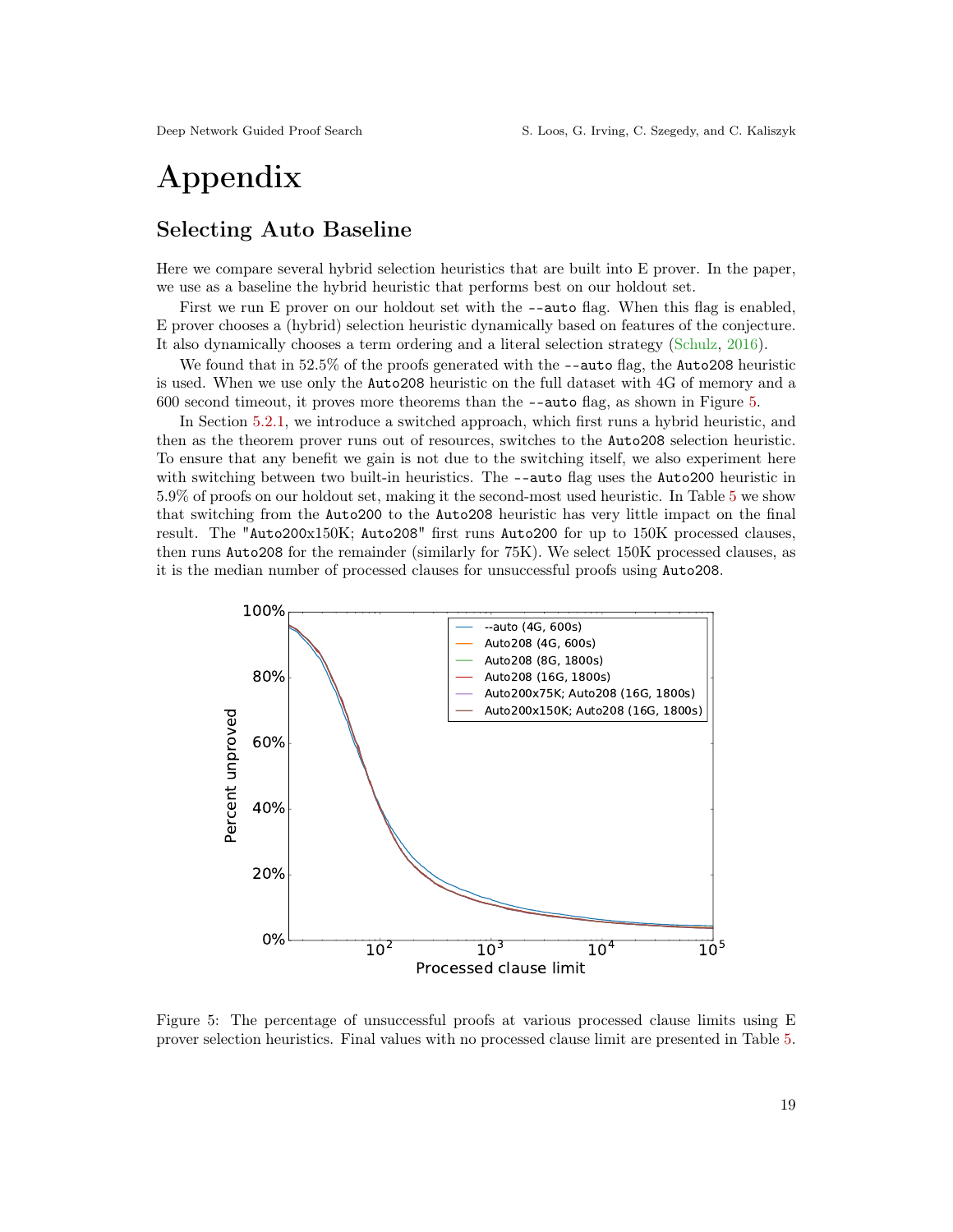# Appendix

## Selecting Auto Baseline

Here we compare several hybrid selection heuristics that are built into E prover. In the paper, we use as a baseline the hybrid heuristic that performs best on our holdout set.

First we run E prover on our holdout set with the `--auto` flag. When this flag is enabled, E prover chooses a (hybrid) selection heuristic dynamically based on features of the conjecture. It also dynamically chooses a term ordering and a literal selection strategy (Schulz, 2016).

We found that in 52.5% of the proofs generated with the `--auto` flag, the `Auto208` heuristic is used. When we use only the `Auto208` heuristic on the full dataset with 4G of memory and a 600 second timeout, it proves more theorems than the `--auto` flag, as shown in Figure 5.

In Section 5.2.1, we introduce a switched approach, which first runs a hybrid heuristic, and then as the theorem prover runs out of resources, switches to the `Auto208` selection heuristic. To ensure that any benefit we gain is not due to the switching itself, we also experiment here with switching between two built-in heuristics. The `--auto` flag uses the `Auto200` heuristic in 5.9% of proofs on our holdout set, making it the second-most used heuristic. In Table 5 we show that switching from the `Auto200` to the `Auto208` heuristic has very little impact on the final result. The "`Auto200x150K; Auto208`" first runs `Auto200` for up to 150K processed clauses, then runs `Auto208` for the remainder (similarly for 75K). We select 150K processed clauses, as it is the median number of processed clauses for unsuccessful proofs using `Auto208`.

Figure 5: The percentage of unsuccessful proofs at various processed clause limits using E prover selection heuristics. Final values with no processed clause limit are presented in Table 5.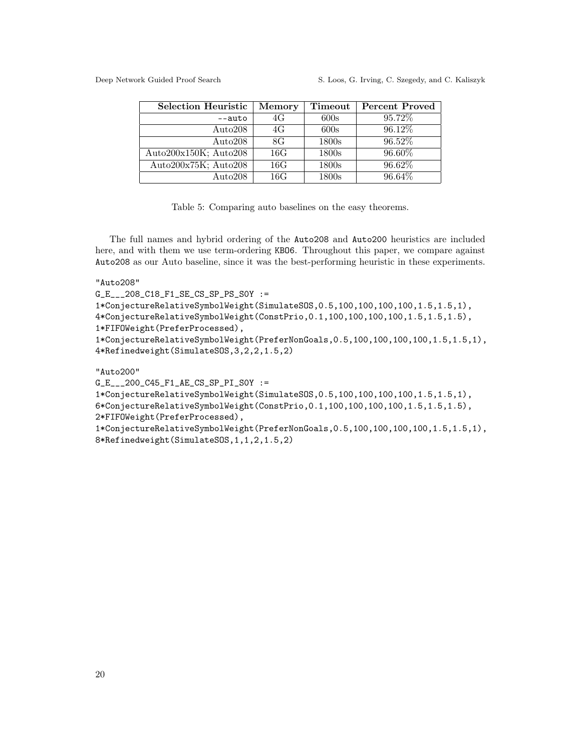| Selection Heuristic | Memory | Timeout | Percent Proved |
|---|---|---|---|
| `--auto` | 4G | 600s | 95.72% |
| Auto208 | 4G | 600s | 96.12% |
| Auto208 | 8G | 1800s | 96.52% |
| Auto200x150K; Auto208 | 16G | 1800s | 96.60% |
| Auto200x75K; Auto208 | 16G | 1800s | 96.62% |
| Auto208 | 16G | 1800s | 96.64% |

Table 5: Comparing auto baselines on the easy theorems.

The full names and hybrid ordering of the `Auto208` and `Auto200` heuristics are included here, and with them we use term-ordering `KBO6`. Throughout this paper, we compare against `Auto208` as our Auto baseline, since it was the best-performing heuristic in these experiments.

```
"Auto208"
G_E___208_C18_F1_SE_CS_SP_PS_S0Y :=
1*ConjectureRelativeSymbolWeight(SimulateSOS,0.5,100,100,100,100,1.5,1.5,1),
4*ConjectureRelativeSymbolWeight(ConstPrio,0.1,100,100,100,100,1.5,1.5,1.5),
1*FIFOWeight(PreferProcessed),
1*ConjectureRelativeSymbolWeight(PreferNonGoals,0.5,100,100,100,100,1.5,1.5,1),
4*Refinedweight(SimulateSOS,3,2,2,1.5,2)

"Auto200"
G_E___200_C45_F1_AE_CS_SP_PI_S0Y :=
1*ConjectureRelativeSymbolWeight(SimulateSOS,0.5,100,100,100,100,1.5,1.5,1),
6*ConjectureRelativeSymbolWeight(ConstPrio,0.1,100,100,100,100,1.5,1.5,1.5),
2*FIFOWeight(PreferProcessed),
1*ConjectureRelativeSymbolWeight(PreferNonGoals,0.5,100,100,100,100,1.5,1.5,1),
8*Refinedweight(SimulateSOS,1,1,2,1.5,2)
```